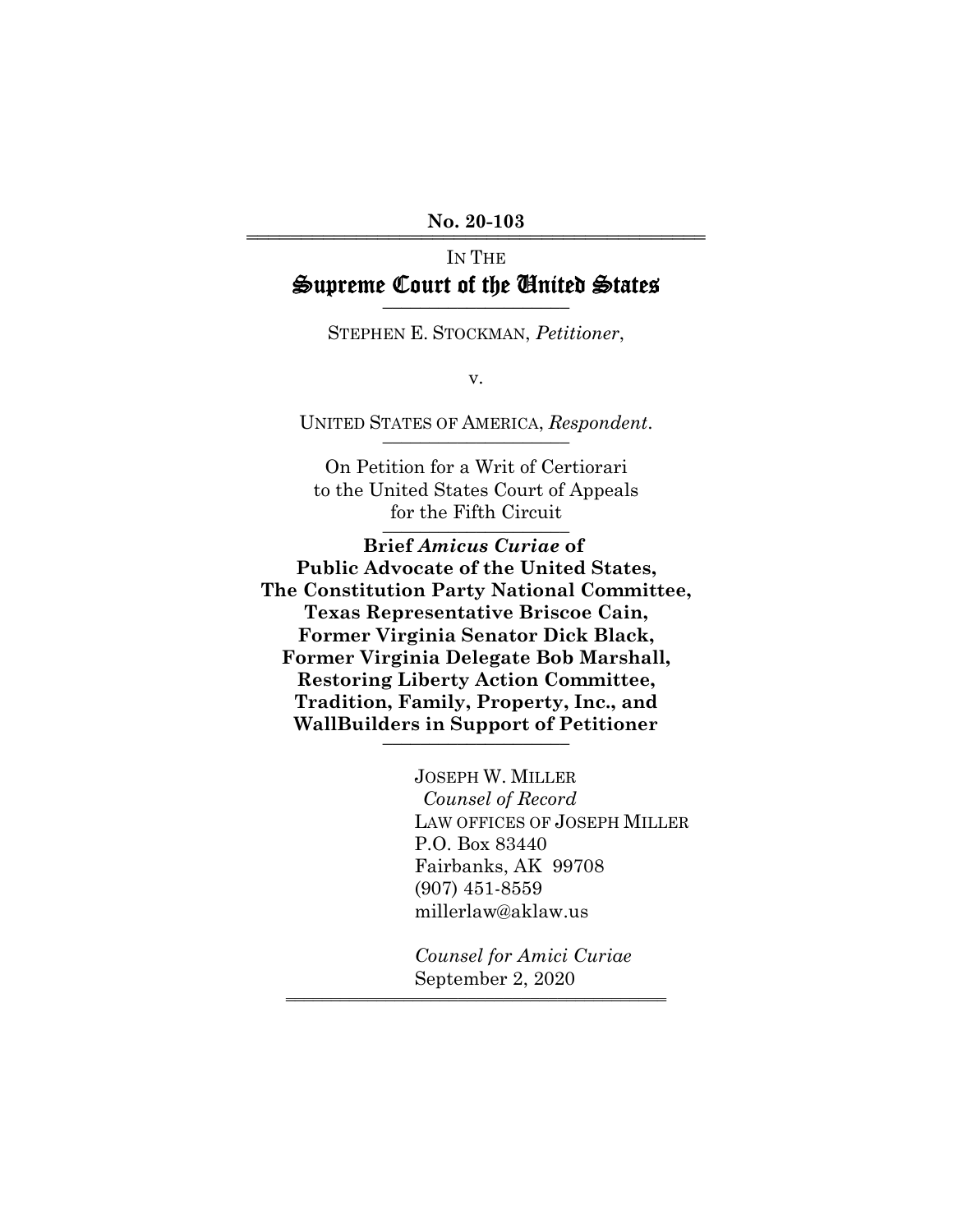**No. 20-103**

IN THE

# Supreme Court of the United States

STEPHEN E. STOCKMAN, *Petitioner*,

v.

UNITED STATES OF AMERICA, *Respondent*.

On Petition for a Writ of Certiorari
to the United States Court of Appeals
for the Fifth Circuit

**Brief *Amicus Curiae* of**
**Public Advocate of the United States,**
**The Constitution Party National Committee,**
**Texas Representative Briscoe Cain,**
**Former Virginia Senator Dick Black,**
**Former Virginia Delegate Bob Marshall,**
**Restoring Liberty Action Committee,**
**Tradition, Family, Property, Inc., and**
**WallBuilders in Support of Petitioner**

JOSEPH W. MILLER
*Counsel of Record*
LAW OFFICES OF JOSEPH MILLER
P.O. Box 83440
Fairbanks, AK 99708
(907) 451-8559
millerlaw@aklaw.us

*Counsel for Amici Curiae*
September 2, 2020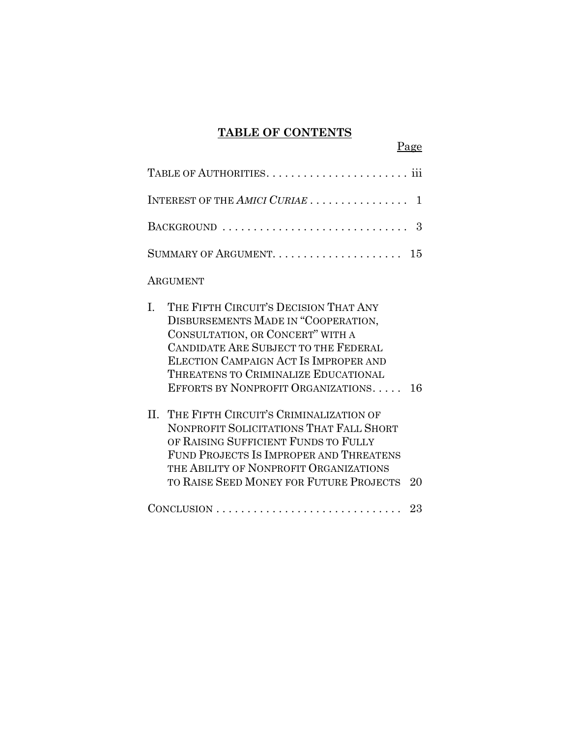# TABLE OF CONTENTS

| | Page |
|---|---|
| TABLE OF AUTHORITIES | iii |
| INTEREST OF THE *AMICI CURIAE* | 1 |
| BACKGROUND | 3 |
| SUMMARY OF ARGUMENT | 15 |
| ARGUMENT | |
| I. THE FIFTH CIRCUIT'S DECISION THAT ANY DISBURSEMENTS MADE IN "COOPERATION, CONSULTATION, OR CONCERT" WITH A CANDIDATE ARE SUBJECT TO THE FEDERAL ELECTION CAMPAIGN ACT IS IMPROPER AND THREATENS TO CRIMINALIZE EDUCATIONAL EFFORTS BY NONPROFIT ORGANIZATIONS | 16 |
| II. THE FIFTH CIRCUIT'S CRIMINALIZATION OF NONPROFIT SOLICITATIONS THAT FALL SHORT OF RAISING SUFFICIENT FUNDS TO FULLY FUND PROJECTS IS IMPROPER AND THREATENS THE ABILITY OF NONPROFIT ORGANIZATIONS TO RAISE SEED MONEY FOR FUTURE PROJECTS | 20 |
| CONCLUSION | 23 |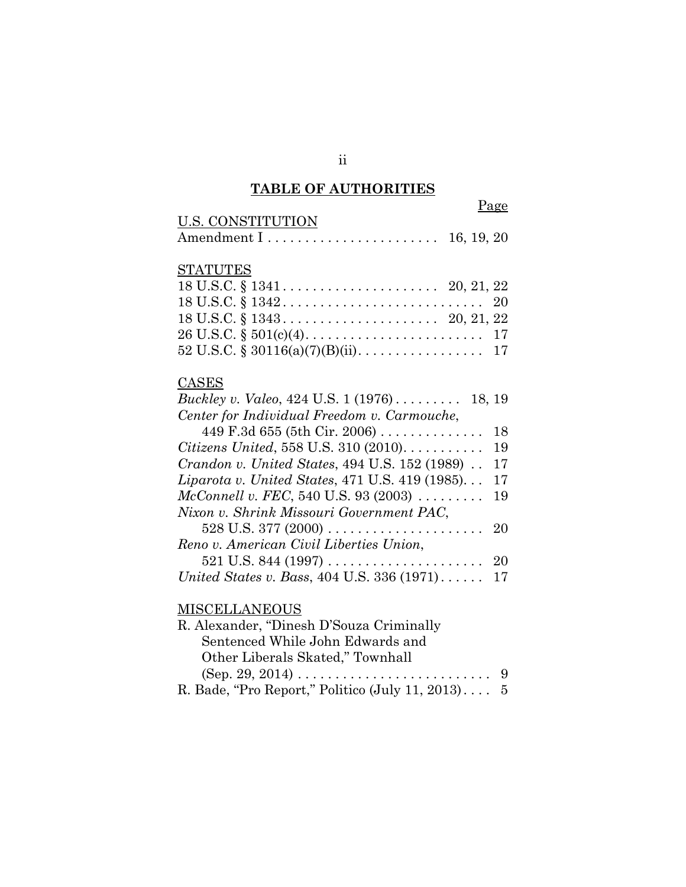## TABLE OF AUTHORITIES

Page

U.S. CONSTITUTION

Amendment I . . . . . . . . . . . . . . . . . . . . . . . 16, 19, 20

STATUTES

18 U.S.C. § 1341 . . . . . . . . . . . . . . . . . . . . . 20, 21, 22
18 U.S.C. § 1342 . . . . . . . . . . . . . . . . . . . . . . . . . . . 20
18 U.S.C. § 1343 . . . . . . . . . . . . . . . . . . . . . 20, 21, 22
26 U.S.C. § 501(c)(4) . . . . . . . . . . . . . . . . . . . . . . . . 17
52 U.S.C. § 30116(a)(7)(B)(ii) . . . . . . . . . . . . . . . . 17

CASES

*Buckley v. Valeo*, 424 U.S. 1 (1976) . . . . . . . . . 18, 19
*Center for Individual Freedom v. Carmouche*, 449 F.3d 655 (5th Cir. 2006) . . . . . . . . . . . . . . 18
*Citizens United*, 558 U.S. 310 (2010) . . . . . . . . . . . 19
*Crandon v. United States*, 494 U.S. 152 (1989) . . 17
*Liparota v. United States*, 471 U.S. 419 (1985) . . . 17
*McConnell v. FEC*, 540 U.S. 93 (2003) . . . . . . . . . 19
*Nixon v. Shrink Missouri Government PAC*, 528 U.S. 377 (2000) . . . . . . . . . . . . . . . . . . . . . 20
*Reno v. American Civil Liberties Union*, 521 U.S. 844 (1997) . . . . . . . . . . . . . . . . . . . . . 20
*United States v. Bass*, 404 U.S. 336 (1971) . . . . . . 17

MISCELLANEOUS

R. Alexander, "Dinesh D'Souza Criminally Sentenced While John Edwards and Other Liberals Skated," Townhall (Sep. 29, 2014) . . . . . . . . . . . . . . . . . . . . . . . . . . 9
R. Bade, "Pro Report," Politico (July 11, 2013) . . . . 5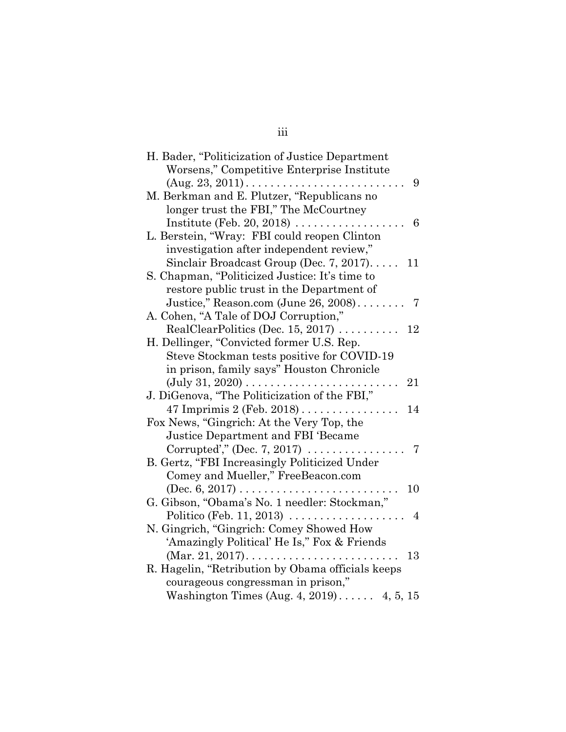H. Bader, "Politicization of Justice Department Worsens," Competitive Enterprise Institute (Aug. 23, 2011) . . . . . . . . . . . . . . . . . . . . . . . . . . 9

M. Berkman and E. Plutzer, "Republicans no longer trust the FBI," The McCourtney Institute (Feb. 20, 2018) . . . . . . . . . . . . . . . . . . 6

L. Berstein, "Wray: FBI could reopen Clinton investigation after independent review," Sinclair Broadcast Group (Dec. 7, 2017). . . . . 11

S. Chapman, "Politicized Justice: It's time to restore public trust in the Department of Justice," Reason.com (June 26, 2008) . . . . . . . . 7

A. Cohen, "A Tale of DOJ Corruption," RealClearPolitics (Dec. 15, 2017) . . . . . . . . . . 12

H. Dellinger, "Convicted former U.S. Rep. Steve Stockman tests positive for COVID-19 in prison, family says" Houston Chronicle (July 31, 2020) . . . . . . . . . . . . . . . . . . . . . . . . . 21

J. DiGenova, "The Politicization of the FBI," 47 Imprimis 2 (Feb. 2018) . . . . . . . . . . . . . . . . 14

Fox News, "Gingrich: At the Very Top, the Justice Department and FBI 'Became Corrupted'," (Dec. 7, 2017) . . . . . . . . . . . . . . . . 7

B. Gertz, "FBI Increasingly Politicized Under Comey and Mueller," FreeBeacon.com (Dec. 6, 2017) . . . . . . . . . . . . . . . . . . . . . . . . . . 10

G. Gibson, "Obama's No. 1 needler: Stockman," Politico (Feb. 11, 2013) . . . . . . . . . . . . . . . . . . . 4

N. Gingrich, "Gingrich: Comey Showed How 'Amazingly Political' He Is," Fox & Friends (Mar. 21, 2017). . . . . . . . . . . . . . . . . . . . . . . . . 13

R. Hagelin, "Retribution by Obama officials keeps courageous congressman in prison," Washington Times (Aug. 4, 2019) . . . . . . 4, 5, 15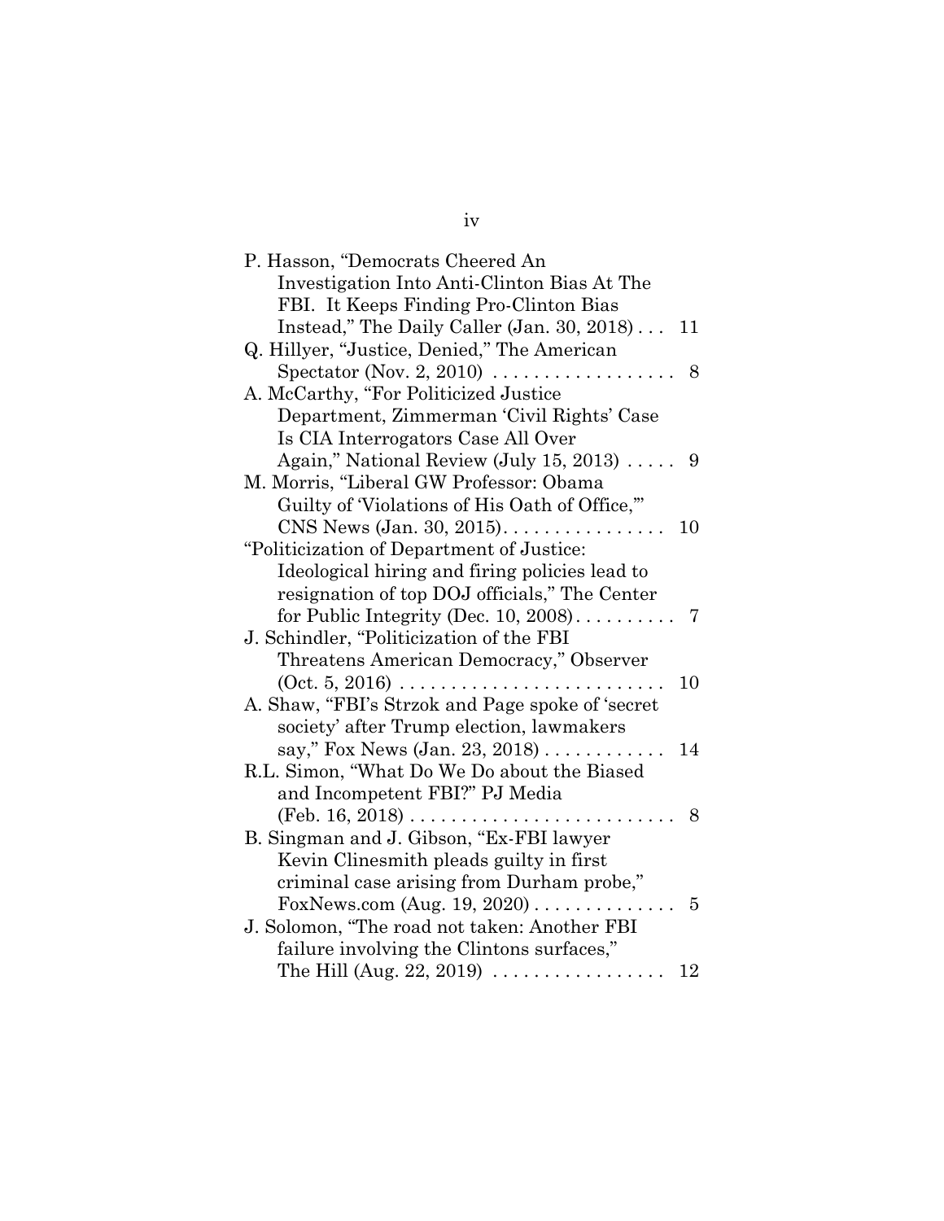P. Hasson, "Democrats Cheered An Investigation Into Anti-Clinton Bias At The FBI. It Keeps Finding Pro-Clinton Bias Instead," The Daily Caller (Jan. 30, 2018) . . . 11

Q. Hillyer, "Justice, Denied," The American Spectator (Nov. 2, 2010) . . . . . . . . . . . . . . . . . . 8

A. McCarthy, "For Politicized Justice Department, Zimmerman 'Civil Rights' Case Is CIA Interrogators Case All Over Again," National Review (July 15, 2013) . . . . . 9

M. Morris, "Liberal GW Professor: Obama Guilty of 'Violations of His Oath of Office,'" CNS News (Jan. 30, 2015). . . . . . . . . . . . . . . . 10

"Politicization of Department of Justice: Ideological hiring and firing policies lead to resignation of top DOJ officials," The Center for Public Integrity (Dec. 10, 2008). . . . . . . . . . 7

J. Schindler, "Politicization of the FBI Threatens American Democracy," Observer (Oct. 5, 2016) . . . . . . . . . . . . . . . . . . . . . . . . . . 10

A. Shaw, "FBI's Strzok and Page spoke of 'secret society' after Trump election, lawmakers say," Fox News (Jan. 23, 2018) . . . . . . . . . . . . 14

R.L. Simon, "What Do We Do about the Biased and Incompetent FBI?" PJ Media (Feb. 16, 2018) . . . . . . . . . . . . . . . . . . . . . . . . . . 8

B. Singman and J. Gibson, "Ex-FBI lawyer Kevin Clinesmith pleads guilty in first criminal case arising from Durham probe," FoxNews.com (Aug. 19, 2020) . . . . . . . . . . . . . . 5

J. Solomon, "The road not taken: Another FBI failure involving the Clintons surfaces," The Hill (Aug. 22, 2019) . . . . . . . . . . . . . . . . . 12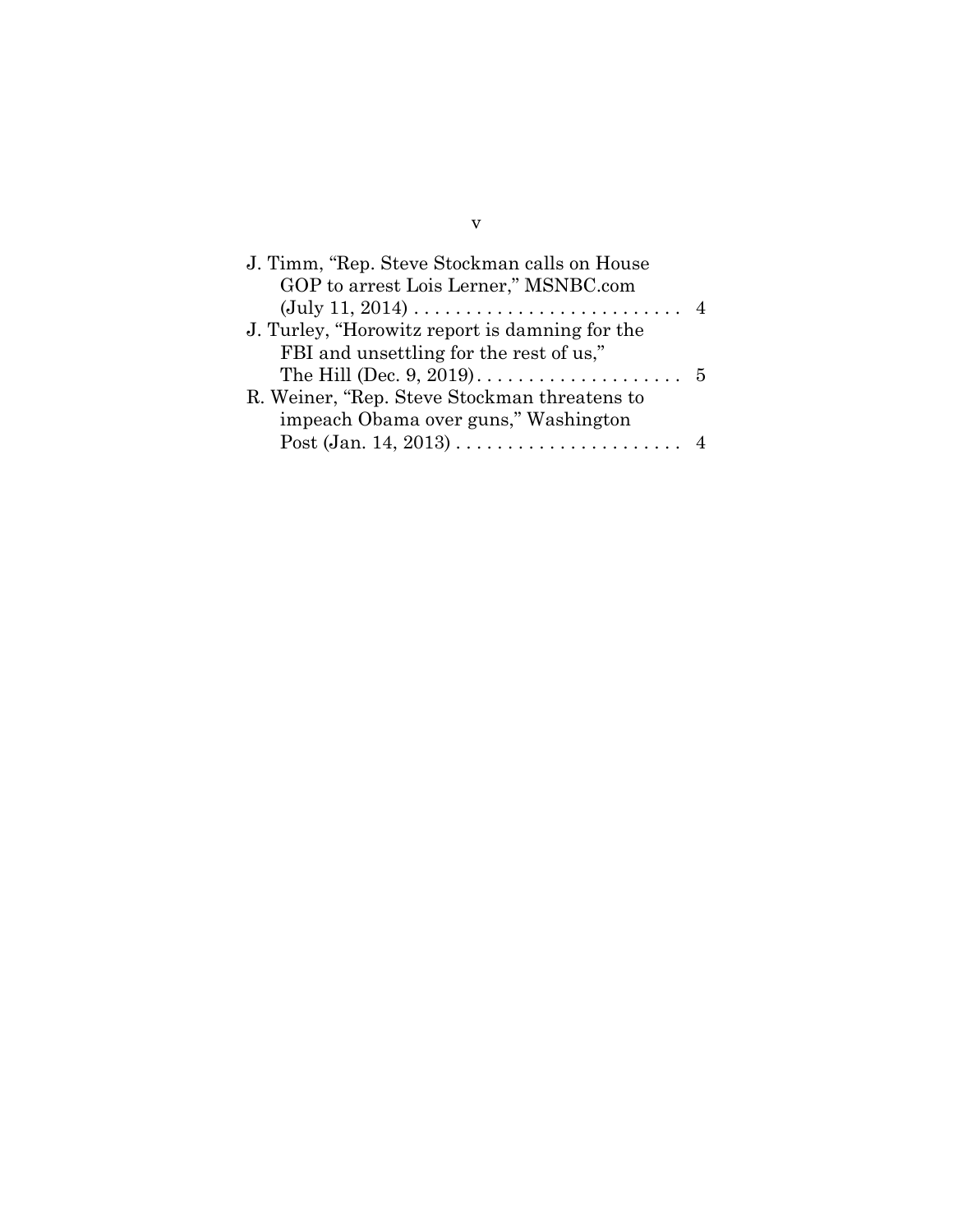J. Timm, "Rep. Steve Stockman calls on House GOP to arrest Lois Lerner," MSNBC.com (July 11, 2014) . . . . . . . . . . . . . . . . . . . . . . . . . . . 4

J. Turley, "Horowitz report is damning for the FBI and unsettling for the rest of us," The Hill (Dec. 9, 2019) . . . . . . . . . . . . . . . . . . . . . 5

R. Weiner, "Rep. Steve Stockman threatens to impeach Obama over guns," Washington Post (Jan. 14, 2013) . . . . . . . . . . . . . . . . . . . . . . . 4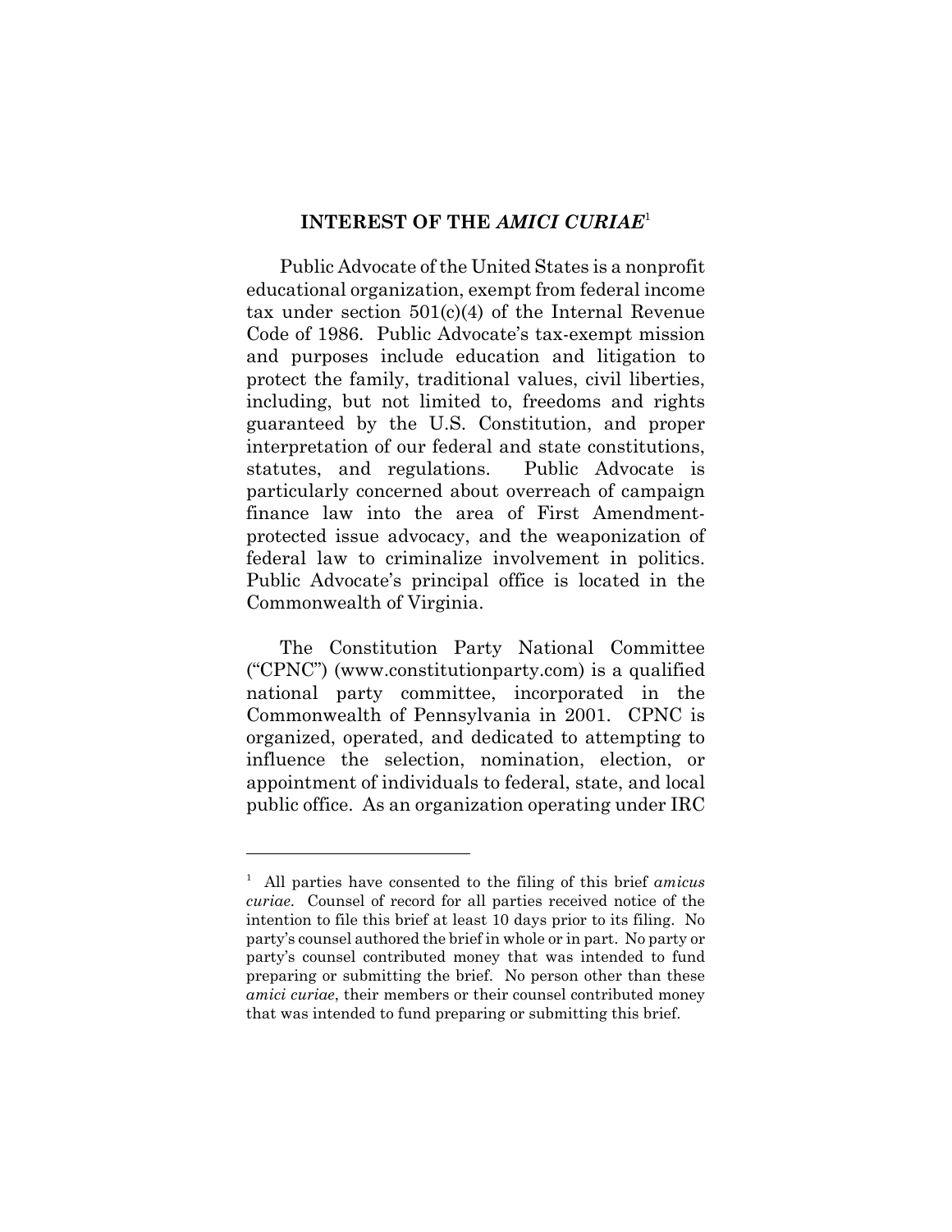## INTEREST OF THE *AMICI CURIAE*[1]

Public Advocate of the United States is a nonprofit educational organization, exempt from federal income tax under section 501(c)(4) of the Internal Revenue Code of 1986. Public Advocate's tax-exempt mission and purposes include education and litigation to protect the family, traditional values, civil liberties, including, but not limited to, freedoms and rights guaranteed by the U.S. Constitution, and proper interpretation of our federal and state constitutions, statutes, and regulations. Public Advocate is particularly concerned about overreach of campaign finance law into the area of First Amendment-protected issue advocacy, and the weaponization of federal law to criminalize involvement in politics. Public Advocate's principal office is located in the Commonwealth of Virginia.

The Constitution Party National Committee ("CPNC") (www.constitutionparty.com) is a qualified national party committee, incorporated in the Commonwealth of Pennsylvania in 2001. CPNC is organized, operated, and dedicated to attempting to influence the selection, nomination, election, or appointment of individuals to federal, state, and local public office. As an organization operating under IRC

---

[1] All parties have consented to the filing of this brief *amicus curiae*. Counsel of record for all parties received notice of the intention to file this brief at least 10 days prior to its filing. No party's counsel authored the brief in whole or in part. No party or party's counsel contributed money that was intended to fund preparing or submitting the brief. No person other than these *amici curiae*, their members or their counsel contributed money that was intended to fund preparing or submitting this brief.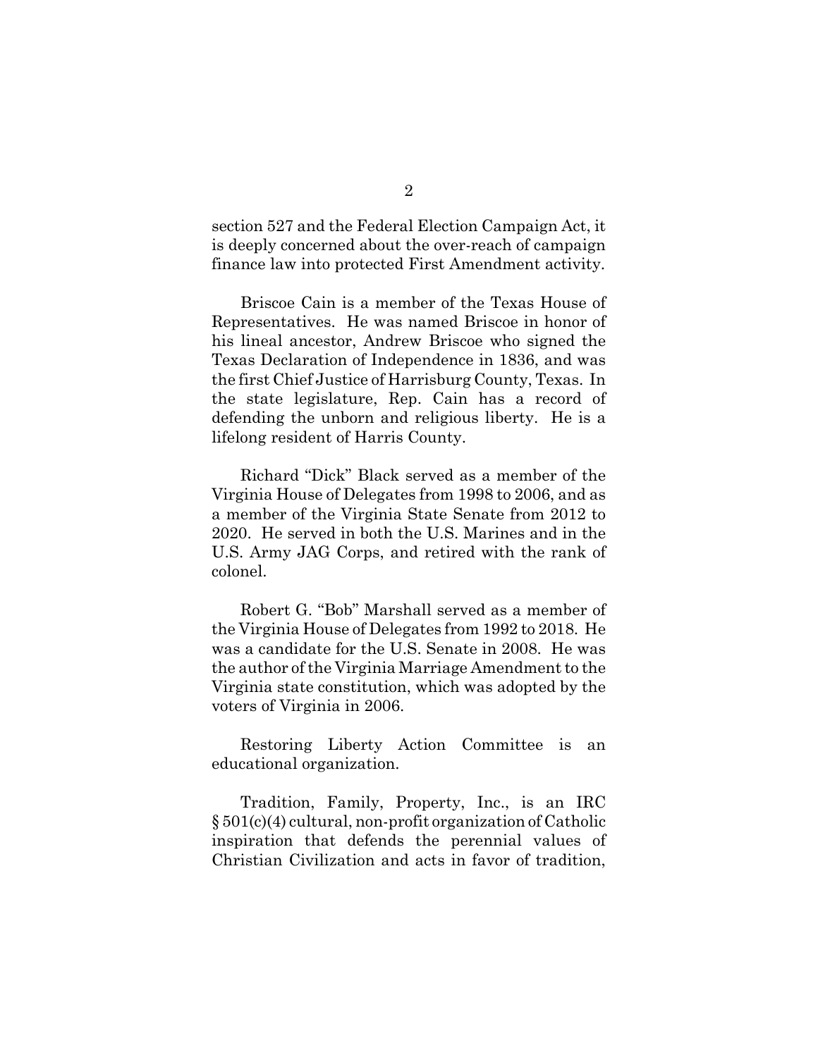section 527 and the Federal Election Campaign Act, it is deeply concerned about the over-reach of campaign finance law into protected First Amendment activity.

Briscoe Cain is a member of the Texas House of Representatives. He was named Briscoe in honor of his lineal ancestor, Andrew Briscoe who signed the Texas Declaration of Independence in 1836, and was the first Chief Justice of Harrisburg County, Texas. In the state legislature, Rep. Cain has a record of defending the unborn and religious liberty. He is a lifelong resident of Harris County.

Richard "Dick" Black served as a member of the Virginia House of Delegates from 1998 to 2006, and as a member of the Virginia State Senate from 2012 to 2020. He served in both the U.S. Marines and in the U.S. Army JAG Corps, and retired with the rank of colonel.

Robert G. "Bob" Marshall served as a member of the Virginia House of Delegates from 1992 to 2018. He was a candidate for the U.S. Senate in 2008. He was the author of the Virginia Marriage Amendment to the Virginia state constitution, which was adopted by the voters of Virginia in 2006.

Restoring Liberty Action Committee is an educational organization.

Tradition, Family, Property, Inc., is an IRC § 501(c)(4) cultural, non-profit organization of Catholic inspiration that defends the perennial values of Christian Civilization and acts in favor of tradition,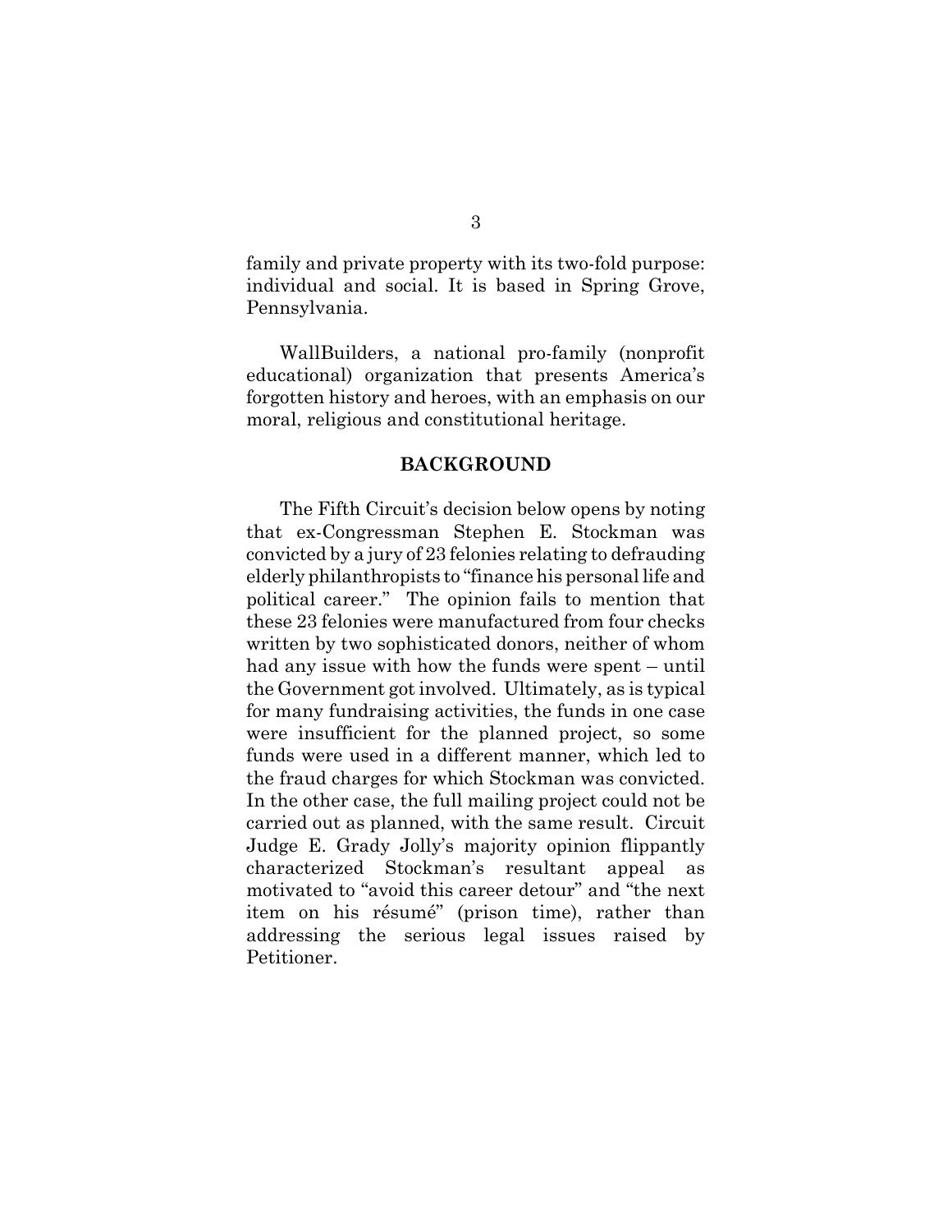family and private property with its two-fold purpose: individual and social. It is based in Spring Grove, Pennsylvania.

WallBuilders, a national pro-family (nonprofit educational) organization that presents America's forgotten history and heroes, with an emphasis on our moral, religious and constitutional heritage.

## BACKGROUND

The Fifth Circuit's decision below opens by noting that ex-Congressman Stephen E. Stockman was convicted by a jury of 23 felonies relating to defrauding elderly philanthropists to "finance his personal life and political career." The opinion fails to mention that these 23 felonies were manufactured from four checks written by two sophisticated donors, neither of whom had any issue with how the funds were spent – until the Government got involved. Ultimately, as is typical for many fundraising activities, the funds in one case were insufficient for the planned project, so some funds were used in a different manner, which led to the fraud charges for which Stockman was convicted. In the other case, the full mailing project could not be carried out as planned, with the same result. Circuit Judge E. Grady Jolly's majority opinion flippantly characterized Stockman's resultant appeal as motivated to "avoid this career detour" and "the next item on his résumé" (prison time), rather than addressing the serious legal issues raised by Petitioner.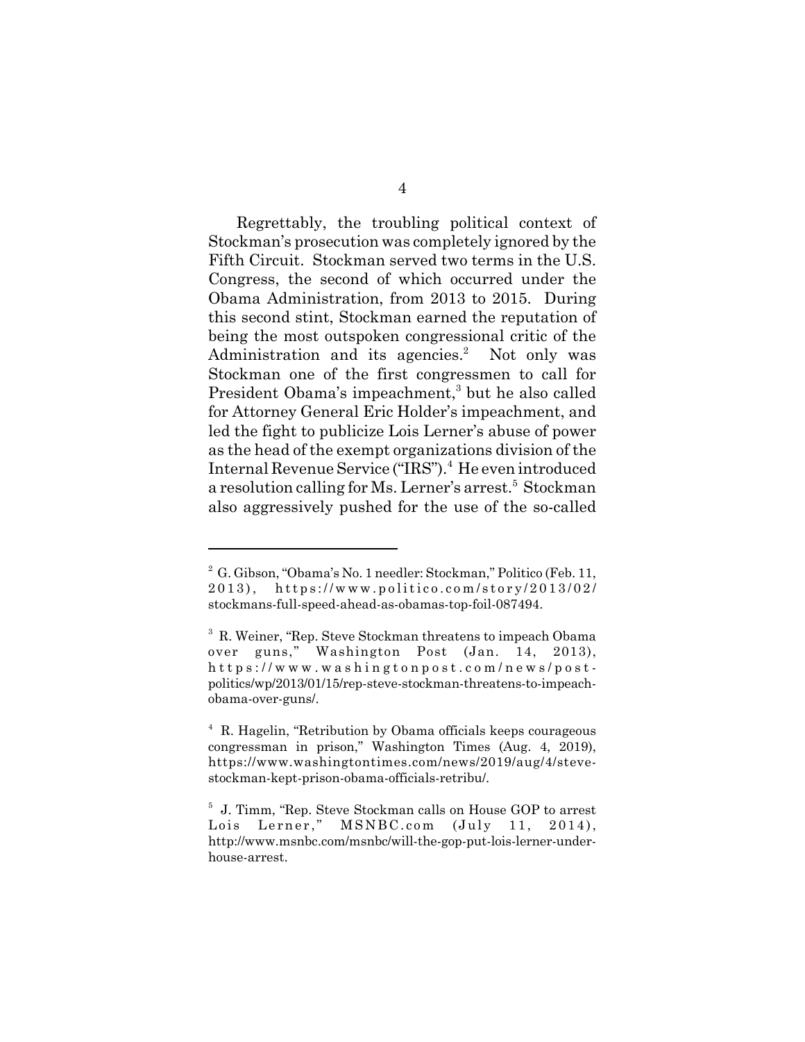Regrettably, the troubling political context of Stockman's prosecution was completely ignored by the Fifth Circuit. Stockman served two terms in the U.S. Congress, the second of which occurred under the Obama Administration, from 2013 to 2015. During this second stint, Stockman earned the reputation of being the most outspoken congressional critic of the Administration and its agencies.[2] Not only was Stockman one of the first congressmen to call for President Obama's impeachment,[3] but he also called for Attorney General Eric Holder's impeachment, and led the fight to publicize Lois Lerner's abuse of power as the head of the exempt organizations division of the Internal Revenue Service ("IRS").[4] He even introduced a resolution calling for Ms. Lerner's arrest.[5] Stockman also aggressively pushed for the use of the so-called

---

[2] G. Gibson, "Obama's No. 1 needler: Stockman," Politico (Feb. 11, 2013), https://www.politico.com/story/2013/02/stockmans-full-speed-ahead-as-obamas-top-foil-087494.

[3] R. Weiner, "Rep. Steve Stockman threatens to impeach Obama over guns," Washington Post (Jan. 14, 2013), https://www.washingtonpost.com/news/post-politics/wp/2013/01/15/rep-steve-stockman-threatens-to-impeach-obama-over-guns/.

[4] R. Hagelin, "Retribution by Obama officials keeps courageous congressman in prison," Washington Times (Aug. 4, 2019), https://www.washingtontimes.com/news/2019/aug/4/steve-stockman-kept-prison-obama-officials-retribu/.

[5] J. Timm, "Rep. Steve Stockman calls on House GOP to arrest Lois Lerner," MSNBC.com (July 11, 2014), http://www.msnbc.com/msnbc/will-the-gop-put-lois-lerner-under-house-arrest.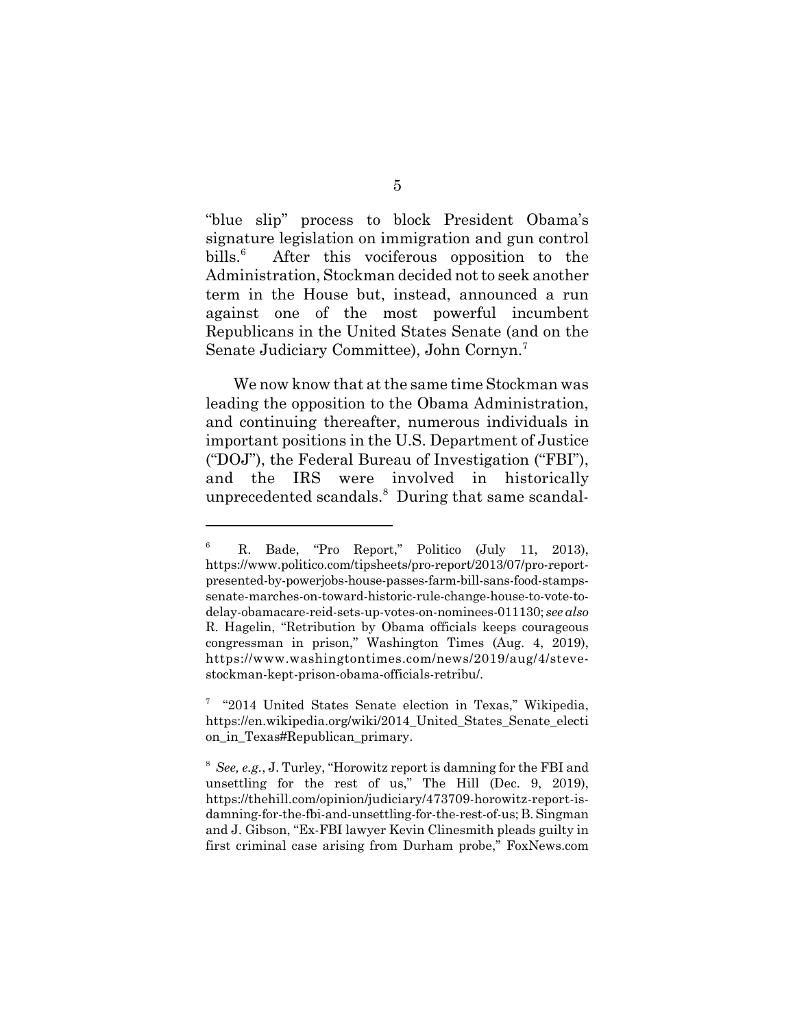"blue slip" process to block President Obama's signature legislation on immigration and gun control bills.[6] After this vociferous opposition to the Administration, Stockman decided not to seek another term in the House but, instead, announced a run against one of the most powerful incumbent Republicans in the United States Senate (and on the Senate Judiciary Committee), John Cornyn.[7]

We now know that at the same time Stockman was leading the opposition to the Obama Administration, and continuing thereafter, numerous individuals in important positions in the U.S. Department of Justice ("DOJ"), the Federal Bureau of Investigation ("FBI"), and the IRS were involved in historically unprecedented scandals.[8] During that same scandal-

---

[6] R. Bade, "Pro Report," Politico (July 11, 2013), https://www.politico.com/tipsheets/pro-report/2013/07/pro-report-presented-by-powerjobs-house-passes-farm-bill-sans-food-stamps-senate-marches-on-toward-historic-rule-change-house-to-vote-to-delay-obamacare-reid-sets-up-votes-on-nominees-011130; *see also* R. Hagelin, "Retribution by Obama officials keeps courageous congressman in prison," Washington Times (Aug. 4, 2019), https://www.washingtontimes.com/news/2019/aug/4/steve-stockman-kept-prison-obama-officials-retribu/.

[7] "2014 United States Senate election in Texas," Wikipedia, https://en.wikipedia.org/wiki/2014_United_States_Senate_election_in_Texas#Republican_primary.

[8] *See, e.g.*, J. Turley, "Horowitz report is damning for the FBI and unsettling for the rest of us," The Hill (Dec. 9, 2019), https://thehill.com/opinion/judiciary/473709-horowitz-report-is-damning-for-the-fbi-and-unsettling-for-the-rest-of-us; B. Singman and J. Gibson, "Ex-FBI lawyer Kevin Clinesmith pleads guilty in first criminal case arising from Durham probe," FoxNews.com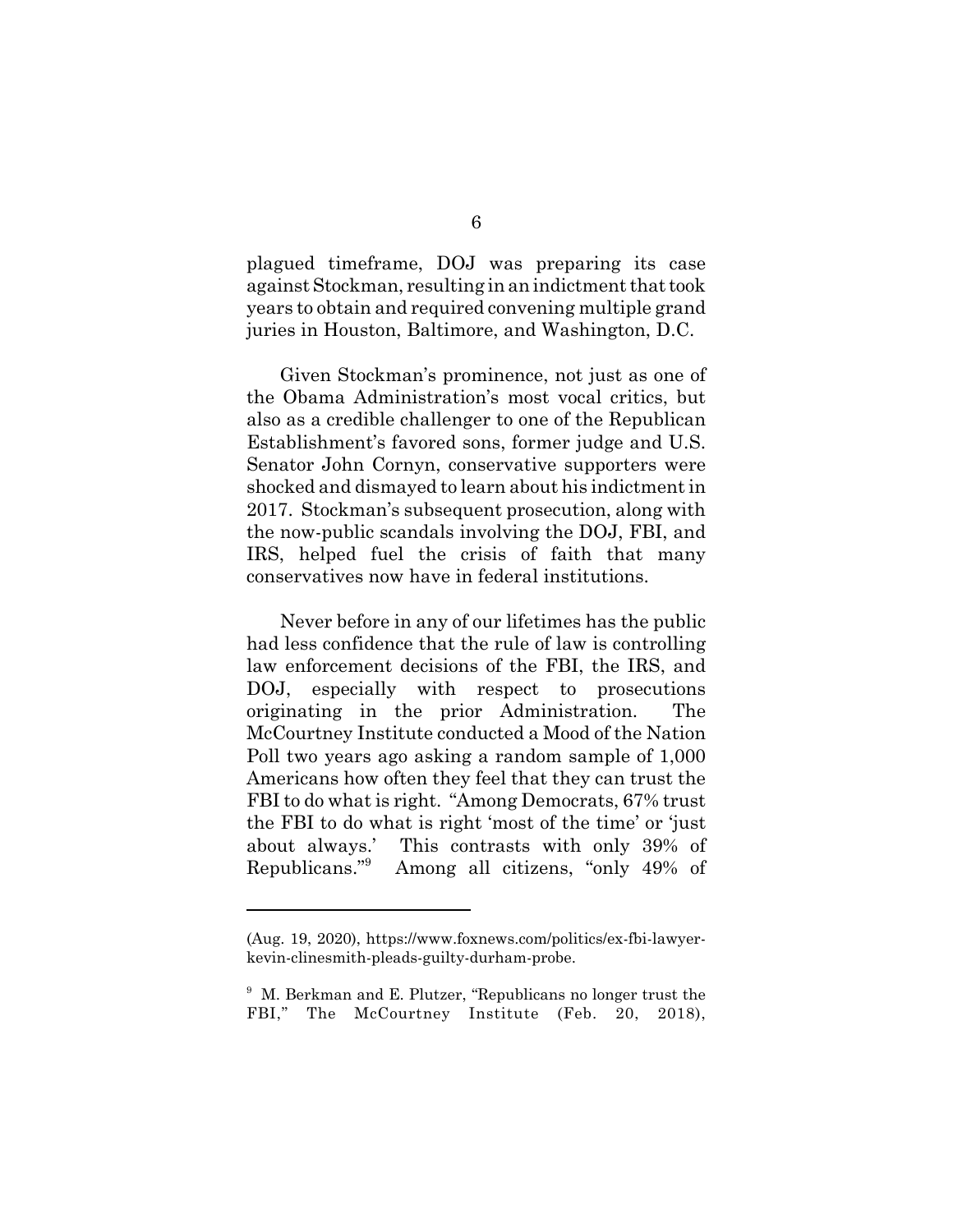plagued timeframe, DOJ was preparing its case against Stockman, resulting in an indictment that took years to obtain and required convening multiple grand juries in Houston, Baltimore, and Washington, D.C.

Given Stockman's prominence, not just as one of the Obama Administration's most vocal critics, but also as a credible challenger to one of the Republican Establishment's favored sons, former judge and U.S. Senator John Cornyn, conservative supporters were shocked and dismayed to learn about his indictment in 2017. Stockman's subsequent prosecution, along with the now-public scandals involving the DOJ, FBI, and IRS, helped fuel the crisis of faith that many conservatives now have in federal institutions.

Never before in any of our lifetimes has the public had less confidence that the rule of law is controlling law enforcement decisions of the FBI, the IRS, and DOJ, especially with respect to prosecutions originating in the prior Administration. The McCourtney Institute conducted a Mood of the Nation Poll two years ago asking a random sample of 1,000 Americans how often they feel that they can trust the FBI to do what is right. "Among Democrats, 67% trust the FBI to do what is right 'most of the time' or 'just about always.' This contrasts with only 39% of Republicans."[9] Among all citizens, "only 49% of

---

(Aug. 19, 2020), https://www.foxnews.com/politics/ex-fbi-lawyer-kevin-clinesmith-pleads-guilty-durham-probe.

[9] M. Berkman and E. Plutzer, "Republicans no longer trust the FBI," The McCourtney Institute (Feb. 20, 2018),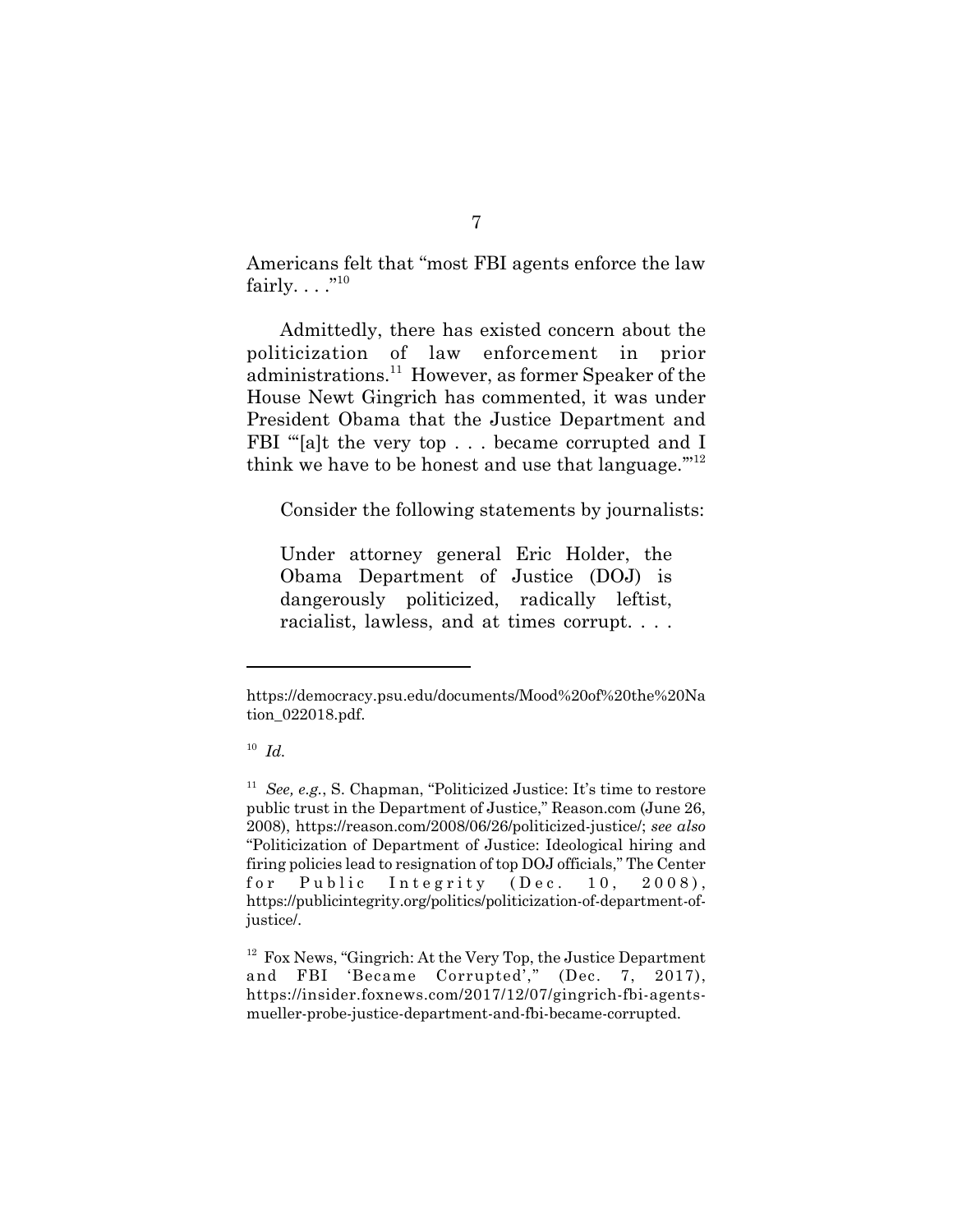Americans felt that "most FBI agents enforce the law fairly. . . ."[10]

Admittedly, there has existed concern about the politicization of law enforcement in prior administrations.[11] However, as former Speaker of the House Newt Gingrich has commented, it was under President Obama that the Justice Department and FBI "'[a]t the very top . . . became corrupted and I think we have to be honest and use that language.'"[12]

Consider the following statements by journalists:

> Under attorney general Eric Holder, the Obama Department of Justice (DOJ) is dangerously politicized, radically leftist, racialist, lawless, and at times corrupt. . . .

---

https://democracy.psu.edu/documents/Mood%20of%20the%20Nation_022018.pdf.

[10] *Id.*

[11] *See, e.g.*, S. Chapman, "Politicized Justice: It's time to restore public trust in the Department of Justice," Reason.com (June 26, 2008), https://reason.com/2008/06/26/politicized-justice/; *see also* "Politicization of Department of Justice: Ideological hiring and firing policies lead to resignation of top DOJ officials," The Center for Public Integrity (Dec. 10, 2008), https://publicintegrity.org/politics/politicization-of-department-of-justice/.

[12] Fox News, "Gingrich: At the Very Top, the Justice Department and FBI 'Became Corrupted'," (Dec. 7, 2017), https://insider.foxnews.com/2017/12/07/gingrich-fbi-agents-mueller-probe-justice-department-and-fbi-became-corrupted.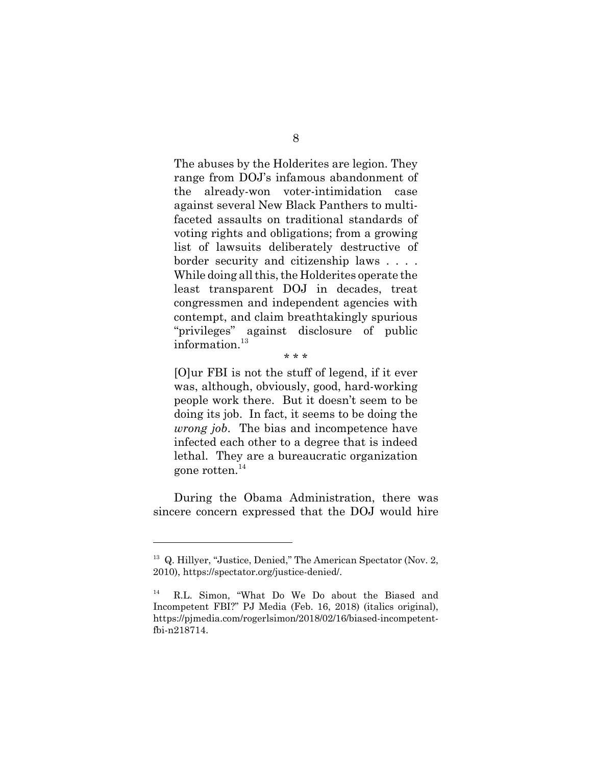> The abuses by the Holderites are legion. They range from DOJ's infamous abandonment of the already-won voter-intimidation case against several New Black Panthers to multi-faceted assaults on traditional standards of voting rights and obligations; from a growing list of lawsuits deliberately destructive of border security and citizenship laws . . . . While doing all this, the Holderites operate the least transparent DOJ in decades, treat congressmen and independent agencies with contempt, and claim breathtakingly spurious "privileges" against disclosure of public information.[13]
>
> \* \* \*
>
> [O]ur FBI is not the stuff of legend, if it ever was, although, obviously, good, hard-working people work there. But it doesn't seem to be doing its job. In fact, it seems to be doing the *wrong job*. The bias and incompetence have infected each other to a degree that is indeed lethal. They are a bureaucratic organization gone rotten.[14]

During the Obama Administration, there was sincere concern expressed that the DOJ would hire

---

[13] Q. Hillyer, "Justice, Denied," The American Spectator (Nov. 2, 2010), https://spectator.org/justice-denied/.

[14] R.L. Simon, "What Do We Do about the Biased and Incompetent FBI?" PJ Media (Feb. 16, 2018) (italics original), https://pjmedia.com/rogerlsimon/2018/02/16/biased-incompetent-fbi-n218714.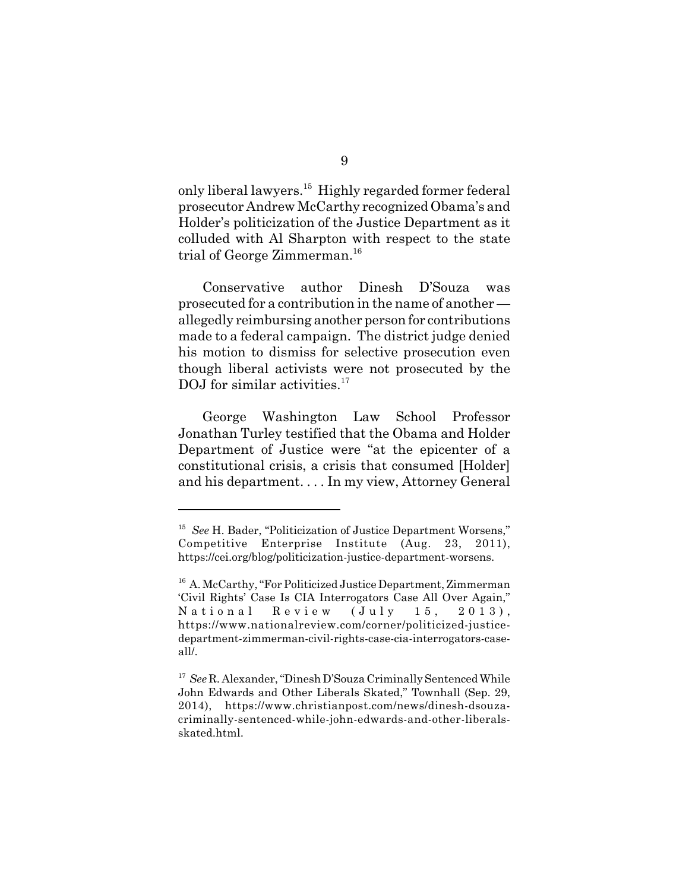only liberal lawyers.[15] Highly regarded former federal prosecutor Andrew McCarthy recognized Obama's and Holder's politicization of the Justice Department as it colluded with Al Sharpton with respect to the state trial of George Zimmerman.[16]

Conservative author Dinesh D'Souza was prosecuted for a contribution in the name of another — allegedly reimbursing another person for contributions made to a federal campaign. The district judge denied his motion to dismiss for selective prosecution even though liberal activists were not prosecuted by the DOJ for similar activities.[17]

George Washington Law School Professor Jonathan Turley testified that the Obama and Holder Department of Justice were "at the epicenter of a constitutional crisis, a crisis that consumed [Holder] and his department. . . . In my view, Attorney General

---

[15] *See* H. Bader, "Politicization of Justice Department Worsens," Competitive Enterprise Institute (Aug. 23, 2011), https://cei.org/blog/politicization-justice-department-worsens.

[16] A. McCarthy, "For Politicized Justice Department, Zimmerman 'Civil Rights' Case Is CIA Interrogators Case All Over Again," National Review (July 15, 2013), https://www.nationalreview.com/corner/politicized-justice-department-zimmerman-civil-rights-case-cia-interrogators-case-all/.

[17] *See* R. Alexander, "Dinesh D'Souza Criminally Sentenced While John Edwards and Other Liberals Skated," Townhall (Sep. 29, 2014), https://www.christianpost.com/news/dinesh-dsouza-criminally-sentenced-while-john-edwards-and-other-liberals-skated.html.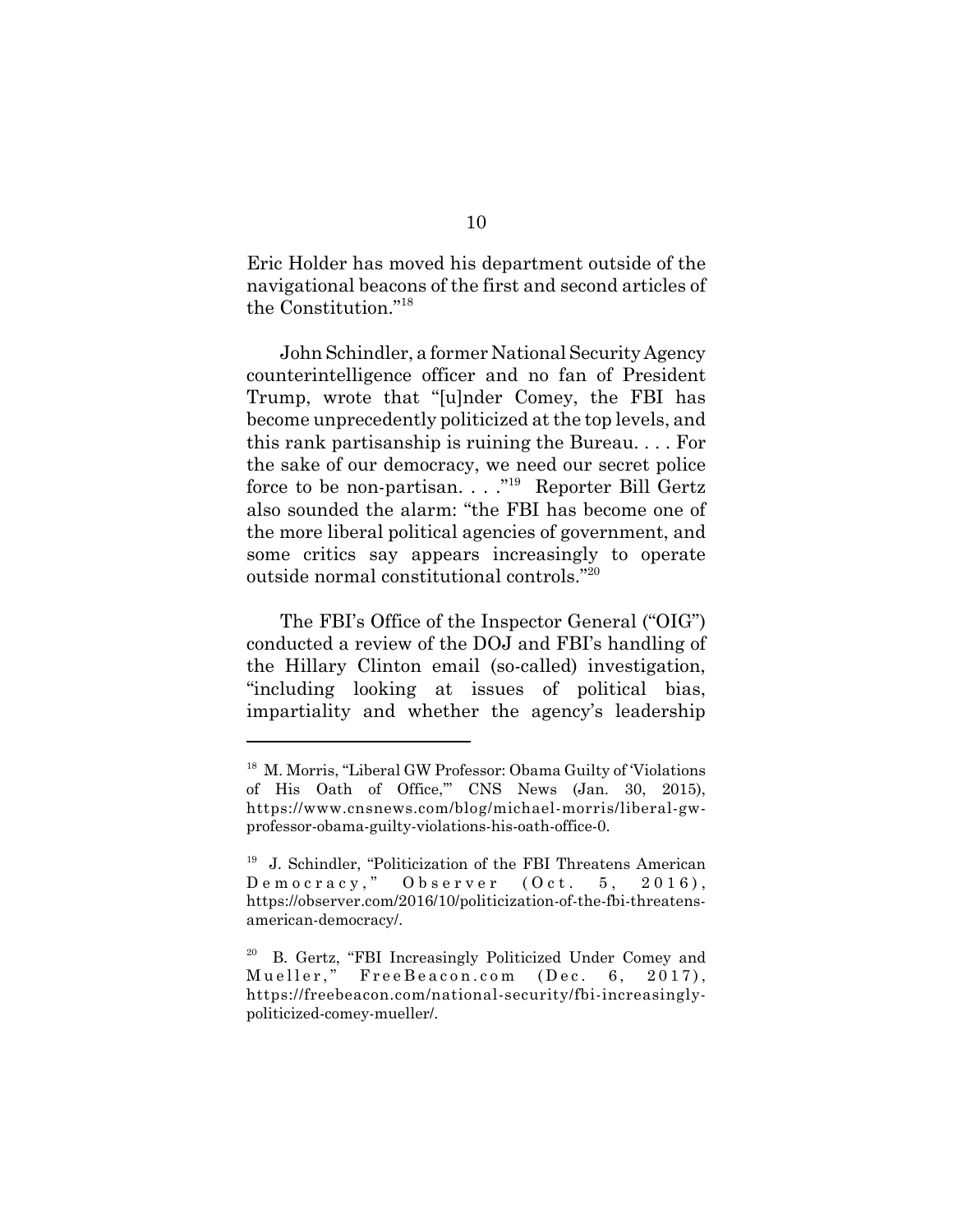Eric Holder has moved his department outside of the navigational beacons of the first and second articles of the Constitution."[18]

John Schindler, a former National Security Agency counterintelligence officer and no fan of President Trump, wrote that "[u]nder Comey, the FBI has become unprecedently politicized at the top levels, and this rank partisanship is ruining the Bureau. . . . For the sake of our democracy, we need our secret police force to be non-partisan. . . ."[19] Reporter Bill Gertz also sounded the alarm: "the FBI has become one of the more liberal political agencies of government, and some critics say appears increasingly to operate outside normal constitutional controls."[20]

The FBI's Office of the Inspector General ("OIG") conducted a review of the DOJ and FBI's handling of the Hillary Clinton email (so-called) investigation, "including looking at issues of political bias, impartiality and whether the agency's leadership

---

[18] M. Morris, "Liberal GW Professor: Obama Guilty of 'Violations of His Oath of Office,'" CNS News (Jan. 30, 2015), https://www.cnsnews.com/blog/michael-morris/liberal-gw-professor-obama-guilty-violations-his-oath-office-0.

[19] J. Schindler, "Politicization of the FBI Threatens American Democracy," Observer (Oct. 5, 2016), https://observer.com/2016/10/politicization-of-the-fbi-threatens-american-democracy/.

[20] B. Gertz, "FBI Increasingly Politicized Under Comey and Mueller," FreeBeacon.com (Dec. 6, 2017), https://freebeacon.com/national-security/fbi-increasingly-politicized-comey-mueller/.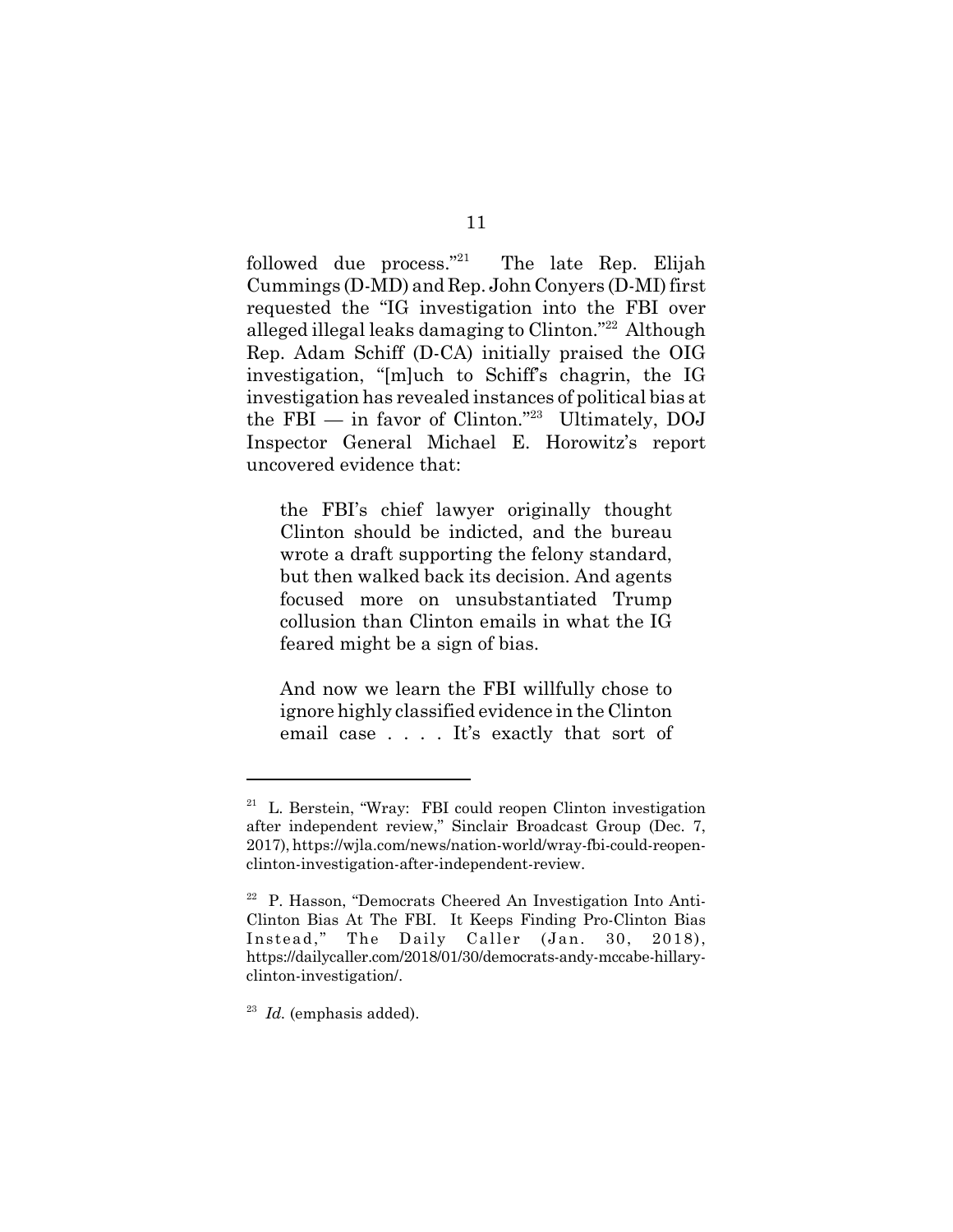followed due process."[21] The late Rep. Elijah Cummings (D-MD) and Rep. John Conyers (D-MI) first requested the "IG investigation into the FBI over alleged illegal leaks damaging to Clinton."[22] Although Rep. Adam Schiff (D-CA) initially praised the OIG investigation, "[m]uch to Schiff's chagrin, the IG investigation has revealed instances of political bias at the FBI — in favor of Clinton."[23] Ultimately, DOJ Inspector General Michael E. Horowitz's report uncovered evidence that:

> the FBI's chief lawyer originally thought Clinton should be indicted, and the bureau wrote a draft supporting the felony standard, but then walked back its decision. And agents focused more on unsubstantiated Trump collusion than Clinton emails in what the IG feared might be a sign of bias.
>
> And now we learn the FBI willfully chose to ignore highly classified evidence in the Clinton email case . . . . It's exactly that sort of

---

[21] L. Berstein, "Wray: FBI could reopen Clinton investigation after independent review," Sinclair Broadcast Group (Dec. 7, 2017), https://wjla.com/news/nation-world/wray-fbi-could-reopen-clinton-investigation-after-independent-review.

[22] P. Hasson, "Democrats Cheered An Investigation Into Anti-Clinton Bias At The FBI. It Keeps Finding Pro-Clinton Bias Instead," The Daily Caller (Jan. 30, 2018), https://dailycaller.com/2018/01/30/democrats-andy-mccabe-hillary-clinton-investigation/.

[23] *Id.* (emphasis added).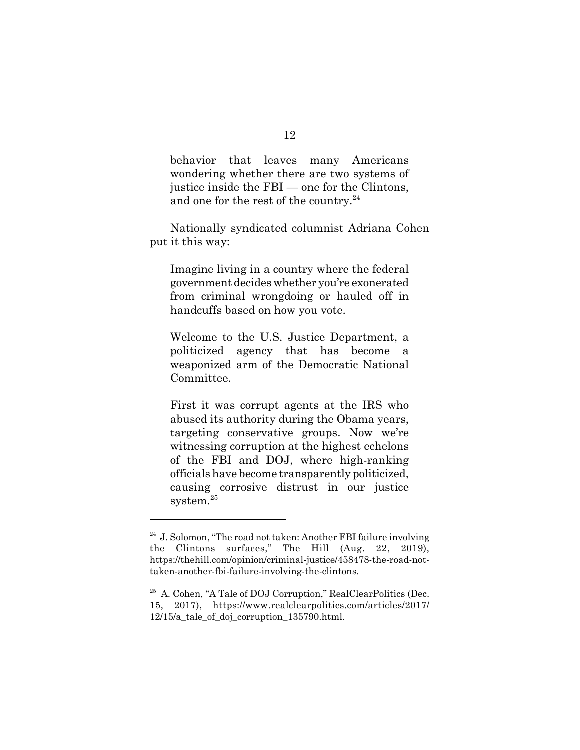> behavior that leaves many Americans wondering whether there are two systems of justice inside the FBI — one for the Clintons, and one for the rest of the country.[24]

Nationally syndicated columnist Adriana Cohen put it this way:

> Imagine living in a country where the federal government decides whether you're exonerated from criminal wrongdoing or hauled off in handcuffs based on how you vote.
>
> Welcome to the U.S. Justice Department, a politicized agency that has become a weaponized arm of the Democratic National Committee.
>
> First it was corrupt agents at the IRS who abused its authority during the Obama years, targeting conservative groups. Now we're witnessing corruption at the highest echelons of the FBI and DOJ, where high-ranking officials have become transparently politicized, causing corrosive distrust in our justice system.[25]

---

[24] J. Solomon, "The road not taken: Another FBI failure involving the Clintons surfaces," The Hill (Aug. 22, 2019), https://thehill.com/opinion/criminal-justice/458478-the-road-not-taken-another-fbi-failure-involving-the-clintons.

[25] A. Cohen, "A Tale of DOJ Corruption," RealClearPolitics (Dec. 15, 2017), https://www.realclearpolitics.com/articles/2017/12/15/a_tale_of_doj_corruption_135790.html.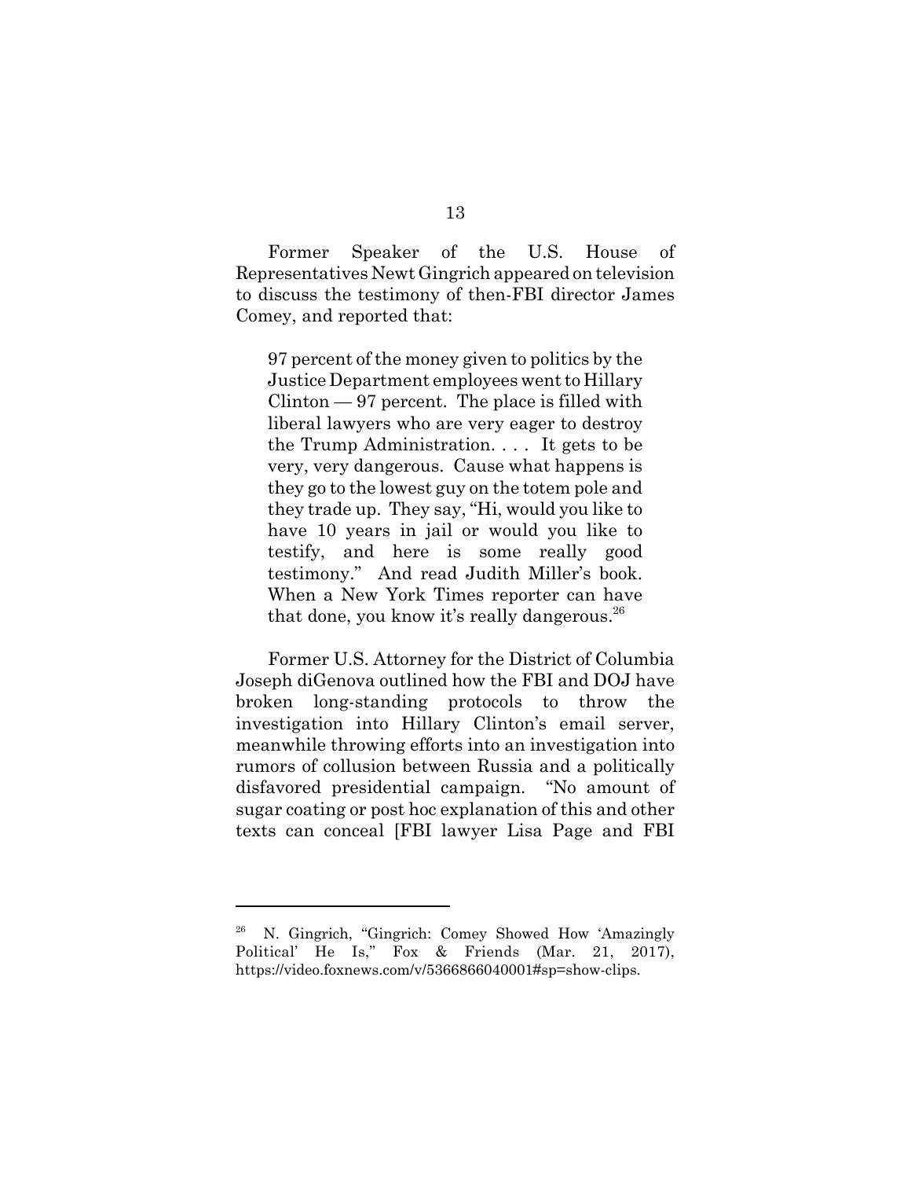Former Speaker of the U.S. House of Representatives Newt Gingrich appeared on television to discuss the testimony of then-FBI director James Comey, and reported that:

> 97 percent of the money given to politics by the Justice Department employees went to Hillary Clinton — 97 percent. The place is filled with liberal lawyers who are very eager to destroy the Trump Administration. . . . It gets to be very, very dangerous. Cause what happens is they go to the lowest guy on the totem pole and they trade up. They say, "Hi, would you like to have 10 years in jail or would you like to testify, and here is some really good testimony." And read Judith Miller's book. When a New York Times reporter can have that done, you know it's really dangerous.[26]

Former U.S. Attorney for the District of Columbia Joseph diGenova outlined how the FBI and DOJ have broken long-standing protocols to throw the investigation into Hillary Clinton's email server, meanwhile throwing efforts into an investigation into rumors of collusion between Russia and a politically disfavored presidential campaign. "No amount of sugar coating or post hoc explanation of this and other texts can conceal [FBI lawyer Lisa Page and FBI

---

[26] N. Gingrich, "Gingrich: Comey Showed How 'Amazingly Political' He Is," Fox & Friends (Mar. 21, 2017), https://video.foxnews.com/v/5366866040001#sp=show-clips.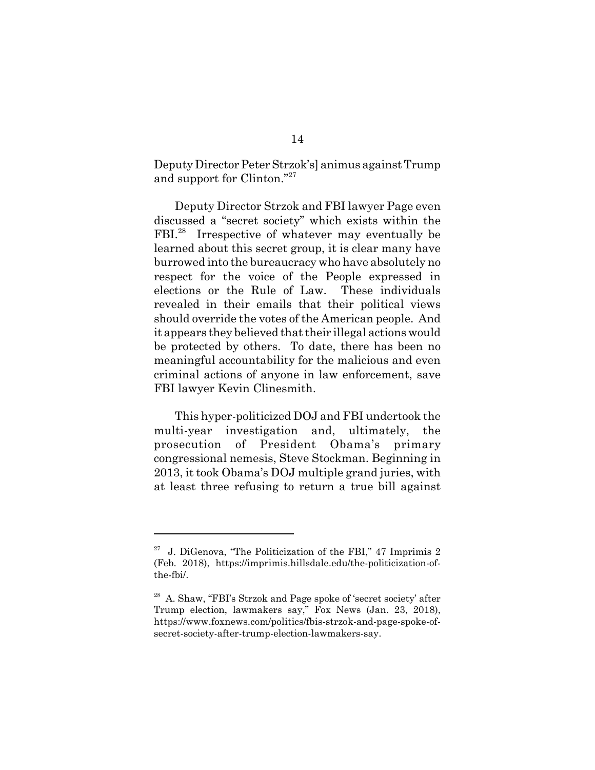Deputy Director Peter Strzok's] animus against Trump and support for Clinton."[27]

Deputy Director Strzok and FBI lawyer Page even discussed a "secret society" which exists within the FBI.[28] Irrespective of whatever may eventually be learned about this secret group, it is clear many have burrowed into the bureaucracy who have absolutely no respect for the voice of the People expressed in elections or the Rule of Law. These individuals revealed in their emails that their political views should override the votes of the American people. And it appears they believed that their illegal actions would be protected by others. To date, there has been no meaningful accountability for the malicious and even criminal actions of anyone in law enforcement, save FBI lawyer Kevin Clinesmith.

This hyper-politicized DOJ and FBI undertook the multi-year investigation and, ultimately, the prosecution of President Obama's primary congressional nemesis, Steve Stockman. Beginning in 2013, it took Obama's DOJ multiple grand juries, with at least three refusing to return a true bill against

---

[27] J. DiGenova, "The Politicization of the FBI," 47 Imprimis 2 (Feb. 2018), https://imprimis.hillsdale.edu/the-politicization-of-the-fbi/.

[28] A. Shaw, "FBI's Strzok and Page spoke of 'secret society' after Trump election, lawmakers say," Fox News (Jan. 23, 2018), https://www.foxnews.com/politics/fbis-strzok-and-page-spoke-of-secret-society-after-trump-election-lawmakers-say.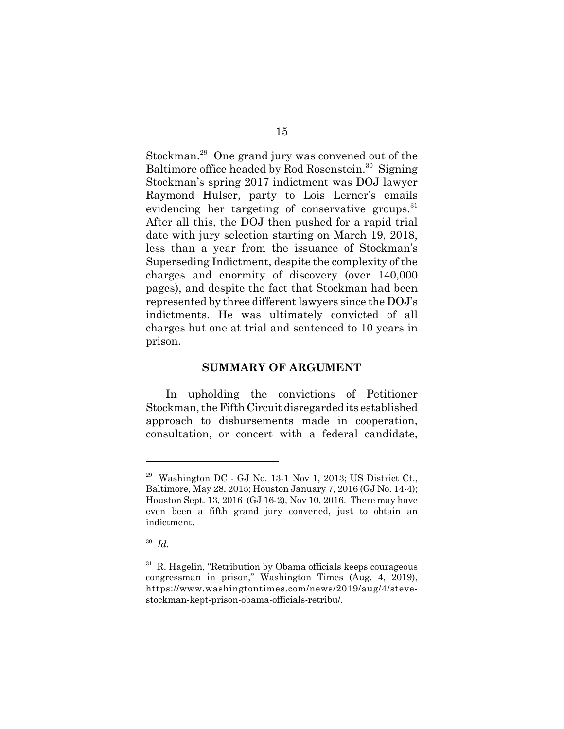Stockman.[29] One grand jury was convened out of the Baltimore office headed by Rod Rosenstein.[30] Signing Stockman's spring 2017 indictment was DOJ lawyer Raymond Hulser, party to Lois Lerner's emails evidencing her targeting of conservative groups.[31] After all this, the DOJ then pushed for a rapid trial date with jury selection starting on March 19, 2018, less than a year from the issuance of Stockman's Superseding Indictment, despite the complexity of the charges and enormity of discovery (over 140,000 pages), and despite the fact that Stockman had been represented by three different lawyers since the DOJ's indictments. He was ultimately convicted of all charges but one at trial and sentenced to 10 years in prison.

## SUMMARY OF ARGUMENT

In upholding the convictions of Petitioner Stockman, the Fifth Circuit disregarded its established approach to disbursements made in cooperation, consultation, or concert with a federal candidate,

---

[29] Washington DC - GJ No. 13-1 Nov 1, 2013; US District Ct., Baltimore, May 28, 2015; Houston January 7, 2016 (GJ No. 14-4); Houston Sept. 13, 2016 (GJ 16-2), Nov 10, 2016. There may have even been a fifth grand jury convened, just to obtain an indictment.

[30] *Id.*

[31] R. Hagelin, "Retribution by Obama officials keeps courageous congressman in prison," Washington Times (Aug. 4, 2019), https://www.washingtontimes.com/news/2019/aug/4/steve-stockman-kept-prison-obama-officials-retribu/.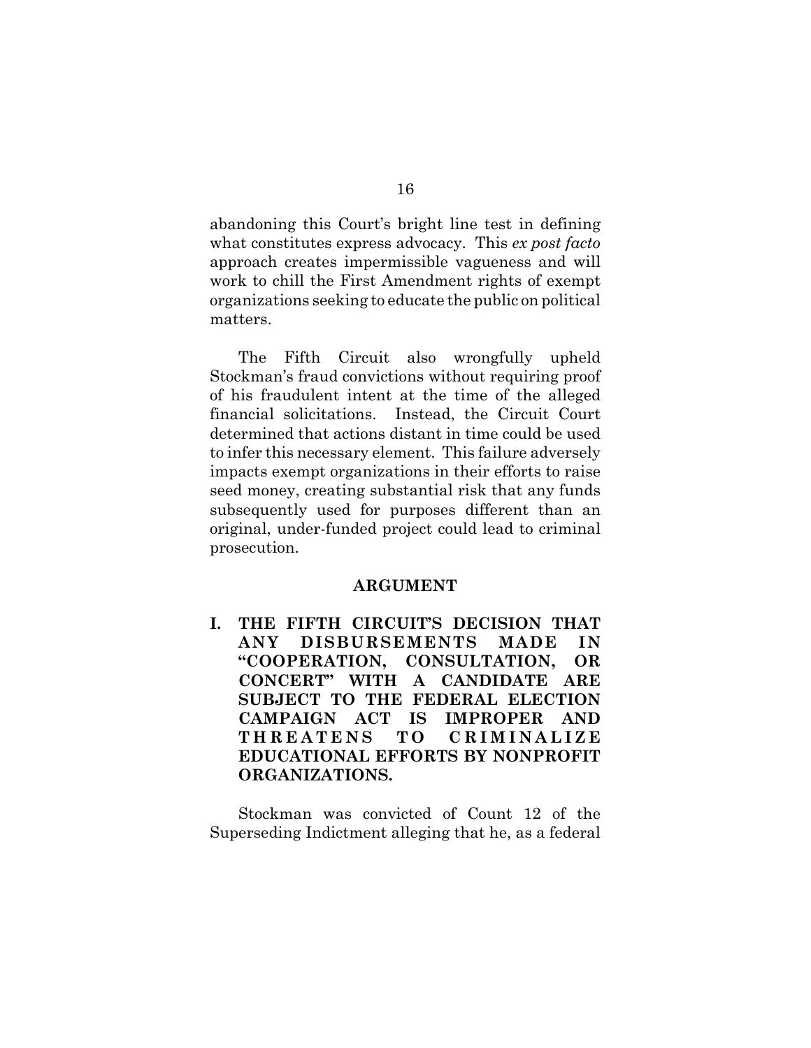abandoning this Court's bright line test in defining what constitutes express advocacy. This *ex post facto* approach creates impermissible vagueness and will work to chill the First Amendment rights of exempt organizations seeking to educate the public on political matters.

The Fifth Circuit also wrongfully upheld Stockman's fraud convictions without requiring proof of his fraudulent intent at the time of the alleged financial solicitations. Instead, the Circuit Court determined that actions distant in time could be used to infer this necessary element. This failure adversely impacts exempt organizations in their efforts to raise seed money, creating substantial risk that any funds subsequently used for purposes different than an original, under-funded project could lead to criminal prosecution.

## ARGUMENT

### I. THE FIFTH CIRCUIT'S DECISION THAT ANY DISBURSEMENTS MADE IN "COOPERATION, CONSULTATION, OR CONCERT" WITH A CANDIDATE ARE SUBJECT TO THE FEDERAL ELECTION CAMPAIGN ACT IS IMPROPER AND THREATENS TO CRIMINALIZE EDUCATIONAL EFFORTS BY NONPROFIT ORGANIZATIONS.

Stockman was convicted of Count 12 of the Superseding Indictment alleging that he, as a federal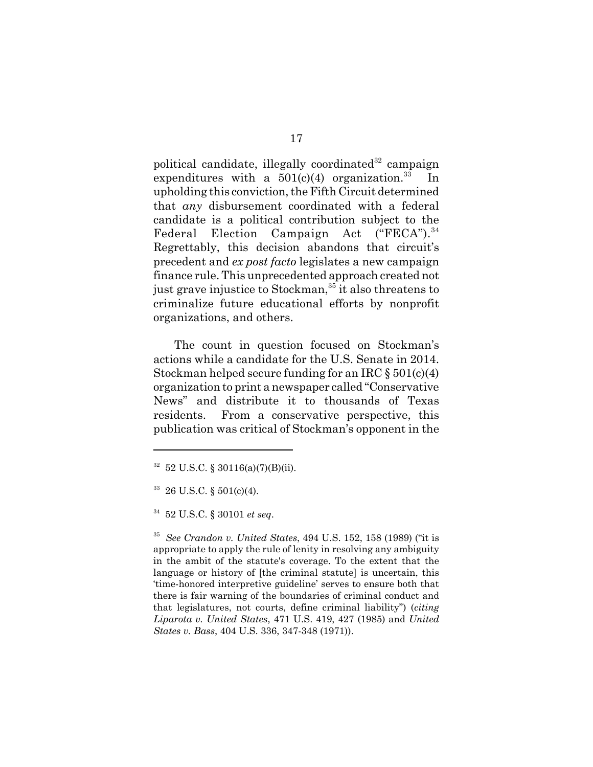political candidate, illegally coordinated[32] campaign expenditures with a 501(c)(4) organization.[33] In upholding this conviction, the Fifth Circuit determined that *any* disbursement coordinated with a federal candidate is a political contribution subject to the Federal Election Campaign Act ("FECA").[34] Regrettably, this decision abandons that circuit's precedent and *ex post facto* legislates a new campaign finance rule. This unprecedented approach created not just grave injustice to Stockman,[35] it also threatens to criminalize future educational efforts by nonprofit organizations, and others.

The count in question focused on Stockman's actions while a candidate for the U.S. Senate in 2014. Stockman helped secure funding for an IRC § 501(c)(4) organization to print a newspaper called "Conservative News" and distribute it to thousands of Texas residents. From a conservative perspective, this publication was critical of Stockman's opponent in the

---

[32] 52 U.S.C. § 30116(a)(7)(B)(ii).

[33] 26 U.S.C. § 501(c)(4).

[34] 52 U.S.C. § 30101 *et seq*.

[35] *See Crandon v. United States*, 494 U.S. 152, 158 (1989) ("it is appropriate to apply the rule of lenity in resolving any ambiguity in the ambit of the statute's coverage. To the extent that the language or history of [the criminal statute] is uncertain, this 'time-honored interpretive guideline' serves to ensure both that there is fair warning of the boundaries of criminal conduct and that legislatures, not courts, define criminal liability") (*citing Liparota v. United States*, 471 U.S. 419, 427 (1985) and *United States v. Bass*, 404 U.S. 336, 347-348 (1971)).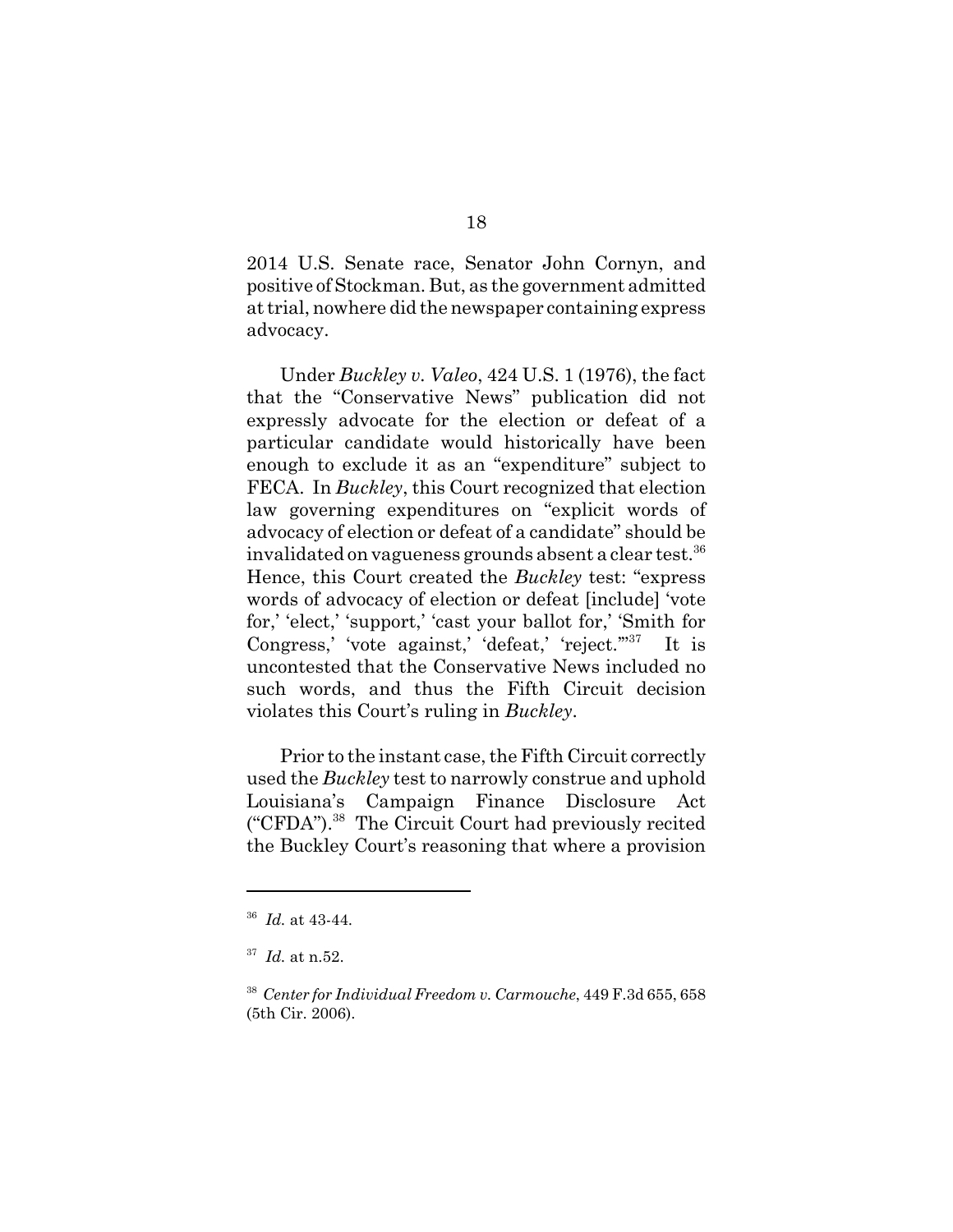2014 U.S. Senate race, Senator John Cornyn, and positive of Stockman. But, as the government admitted at trial, nowhere did the newspaper containing express advocacy.

Under *Buckley v. Valeo*, 424 U.S. 1 (1976), the fact that the "Conservative News" publication did not expressly advocate for the election or defeat of a particular candidate would historically have been enough to exclude it as an "expenditure" subject to FECA. In *Buckley*, this Court recognized that election law governing expenditures on "explicit words of advocacy of election or defeat of a candidate" should be invalidated on vagueness grounds absent a clear test.[36] Hence, this Court created the *Buckley* test: "express words of advocacy of election or defeat [include] 'vote for,' 'elect,' 'support,' 'cast your ballot for,' 'Smith for Congress,' 'vote against,' 'defeat,' 'reject.'"[37] It is uncontested that the Conservative News included no such words, and thus the Fifth Circuit decision violates this Court's ruling in *Buckley*.

Prior to the instant case, the Fifth Circuit correctly used the *Buckley* test to narrowly construe and uphold Louisiana's Campaign Finance Disclosure Act ("CFDA").[38] The Circuit Court had previously recited the Buckley Court's reasoning that where a provision

---

[36] *Id.* at 43-44.

[37] *Id.* at n.52.

[38] *Center for Individual Freedom v. Carmouche*, 449 F.3d 655, 658 (5th Cir. 2006).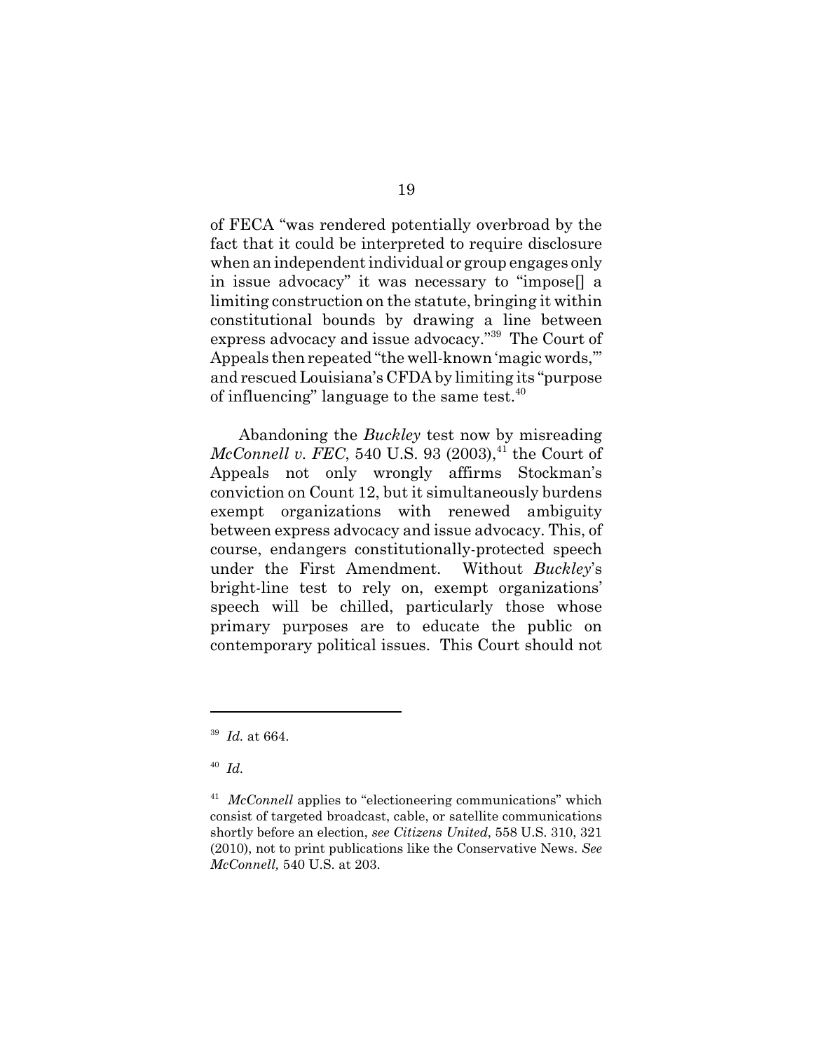of FECA "was rendered potentially overbroad by the fact that it could be interpreted to require disclosure when an independent individual or group engages only in issue advocacy" it was necessary to "impose[] a limiting construction on the statute, bringing it within constitutional bounds by drawing a line between express advocacy and issue advocacy."[39] The Court of Appeals then repeated "the well-known 'magic words,'" and rescued Louisiana's CFDA by limiting its "purpose of influencing" language to the same test.[40]

Abandoning the *Buckley* test now by misreading *McConnell v. FEC*, 540 U.S. 93 (2003),[41] the Court of Appeals not only wrongly affirms Stockman's conviction on Count 12, but it simultaneously burdens exempt organizations with renewed ambiguity between express advocacy and issue advocacy. This, of course, endangers constitutionally-protected speech under the First Amendment. Without *Buckley*'s bright-line test to rely on, exempt organizations' speech will be chilled, particularly those whose primary purposes are to educate the public on contemporary political issues. This Court should not

---

[39] *Id.* at 664.

[40] *Id.*

[41] *McConnell* applies to "electioneering communications" which consist of targeted broadcast, cable, or satellite communications shortly before an election, *see Citizens United*, 558 U.S. 310, 321 (2010), not to print publications like the Conservative News. *See McConnell,* 540 U.S. at 203.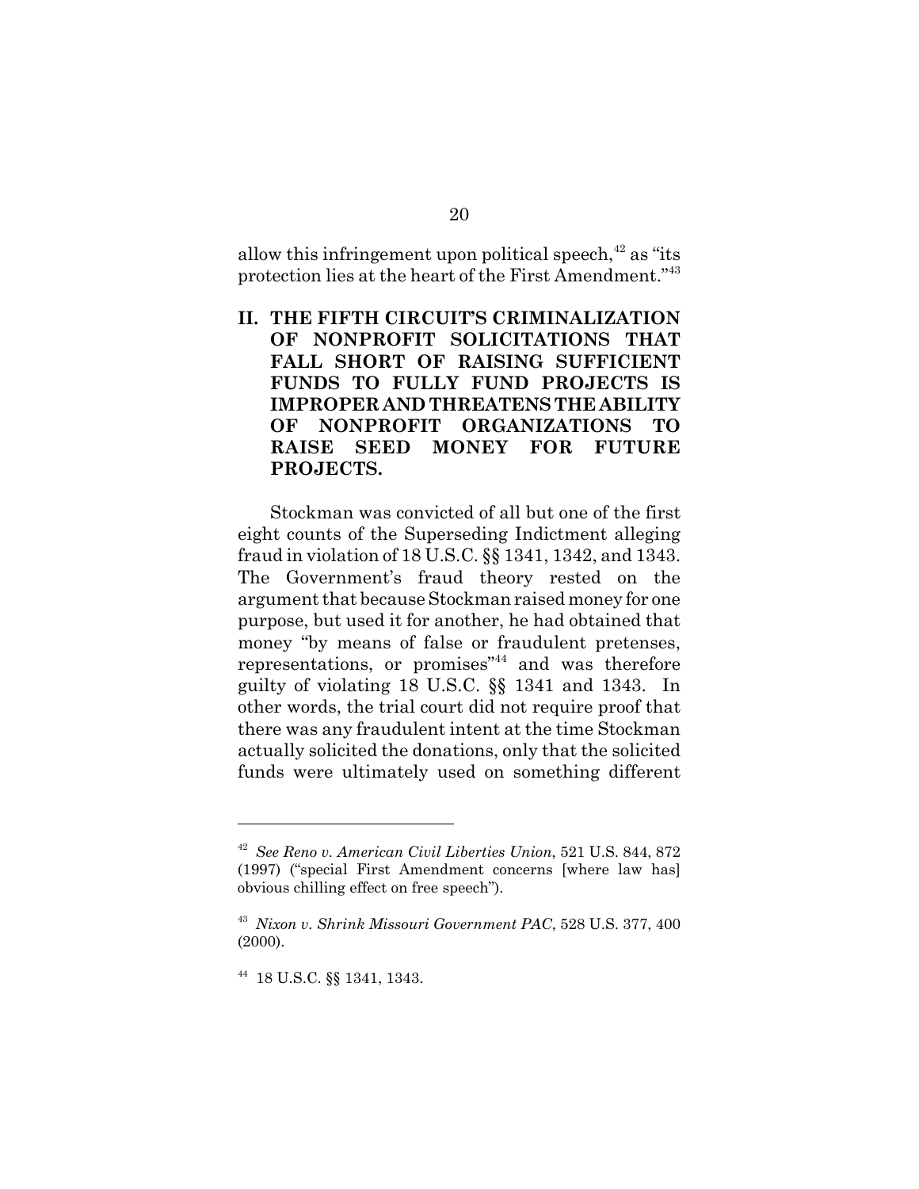allow this infringement upon political speech,[42] as "its protection lies at the heart of the First Amendment."[43]

## II. THE FIFTH CIRCUIT'S CRIMINALIZATION OF NONPROFIT SOLICITATIONS THAT FALL SHORT OF RAISING SUFFICIENT FUNDS TO FULLY FUND PROJECTS IS IMPROPER AND THREATENS THE ABILITY OF NONPROFIT ORGANIZATIONS TO RAISE SEED MONEY FOR FUTURE PROJECTS.

Stockman was convicted of all but one of the first eight counts of the Superseding Indictment alleging fraud in violation of 18 U.S.C. §§ 1341, 1342, and 1343. The Government's fraud theory rested on the argument that because Stockman raised money for one purpose, but used it for another, he had obtained that money "by means of false or fraudulent pretenses, representations, or promises"[44] and was therefore guilty of violating 18 U.S.C. §§ 1341 and 1343. In other words, the trial court did not require proof that there was any fraudulent intent at the time Stockman actually solicited the donations, only that the solicited funds were ultimately used on something different

---

[42] *See Reno v. American Civil Liberties Union*, 521 U.S. 844, 872 (1997) ("special First Amendment concerns [where law has] obvious chilling effect on free speech").

[43] *Nixon v. Shrink Missouri Government PAC*, 528 U.S. 377, 400 (2000).

[44] 18 U.S.C. §§ 1341, 1343.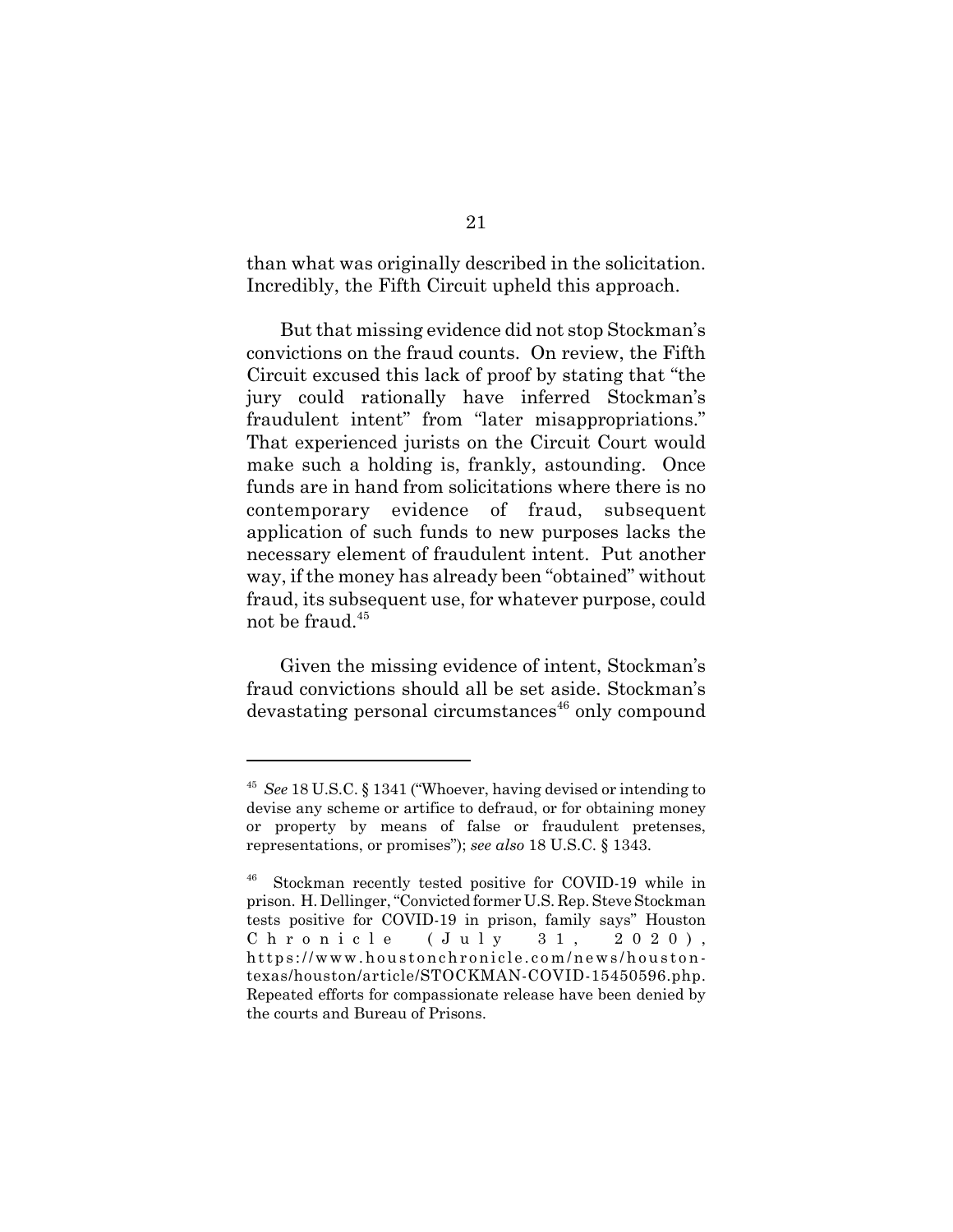than what was originally described in the solicitation. Incredibly, the Fifth Circuit upheld this approach.

But that missing evidence did not stop Stockman's convictions on the fraud counts. On review, the Fifth Circuit excused this lack of proof by stating that "the jury could rationally have inferred Stockman's fraudulent intent" from "later misappropriations." That experienced jurists on the Circuit Court would make such a holding is, frankly, astounding. Once funds are in hand from solicitations where there is no contemporary evidence of fraud, subsequent application of such funds to new purposes lacks the necessary element of fraudulent intent. Put another way, if the money has already been "obtained" without fraud, its subsequent use, for whatever purpose, could not be fraud.[45]

Given the missing evidence of intent, Stockman's fraud convictions should all be set aside. Stockman's devastating personal circumstances[46] only compound

---

[45] *See* 18 U.S.C. § 1341 ("Whoever, having devised or intending to devise any scheme or artifice to defraud, or for obtaining money or property by means of false or fraudulent pretenses, representations, or promises"); *see also* 18 U.S.C. § 1343.

[46] Stockman recently tested positive for COVID-19 while in prison. H. Dellinger, "Convicted former U.S. Rep. Steve Stockman tests positive for COVID-19 in prison, family says" Houston Chronicle (July 31, 2020), https://www.houstonchronicle.com/news/houston-texas/houston/article/STOCKMAN-COVID-15450596.php. Repeated efforts for compassionate release have been denied by the courts and Bureau of Prisons.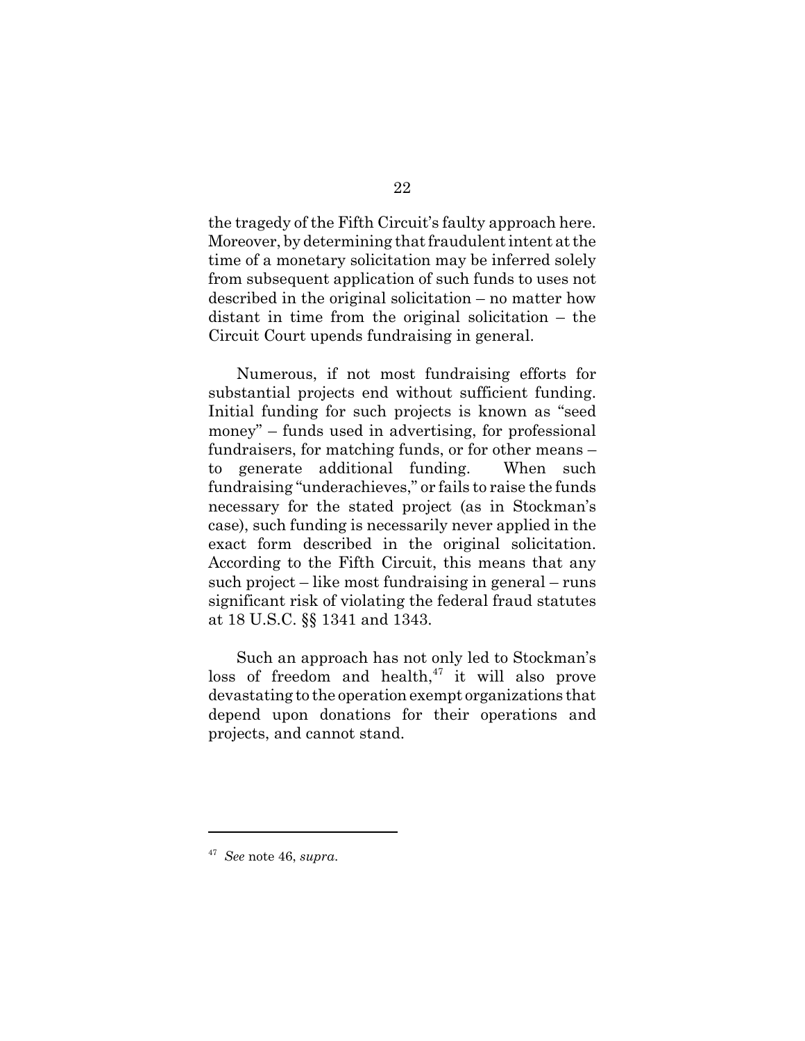the tragedy of the Fifth Circuit's faulty approach here. Moreover, by determining that fraudulent intent at the time of a monetary solicitation may be inferred solely from subsequent application of such funds to uses not described in the original solicitation – no matter how distant in time from the original solicitation – the Circuit Court upends fundraising in general.

Numerous, if not most fundraising efforts for substantial projects end without sufficient funding. Initial funding for such projects is known as "seed money" – funds used in advertising, for professional fundraisers, for matching funds, or for other means – to generate additional funding. When such fundraising "underachieves," or fails to raise the funds necessary for the stated project (as in Stockman's case), such funding is necessarily never applied in the exact form described in the original solicitation. According to the Fifth Circuit, this means that any such project – like most fundraising in general – runs significant risk of violating the federal fraud statutes at 18 U.S.C. §§ 1341 and 1343.

Such an approach has not only led to Stockman's loss of freedom and health,[47] it will also prove devastating to the operation exempt organizations that depend upon donations for their operations and projects, and cannot stand.

---

[47] *See* note 46, *supra*.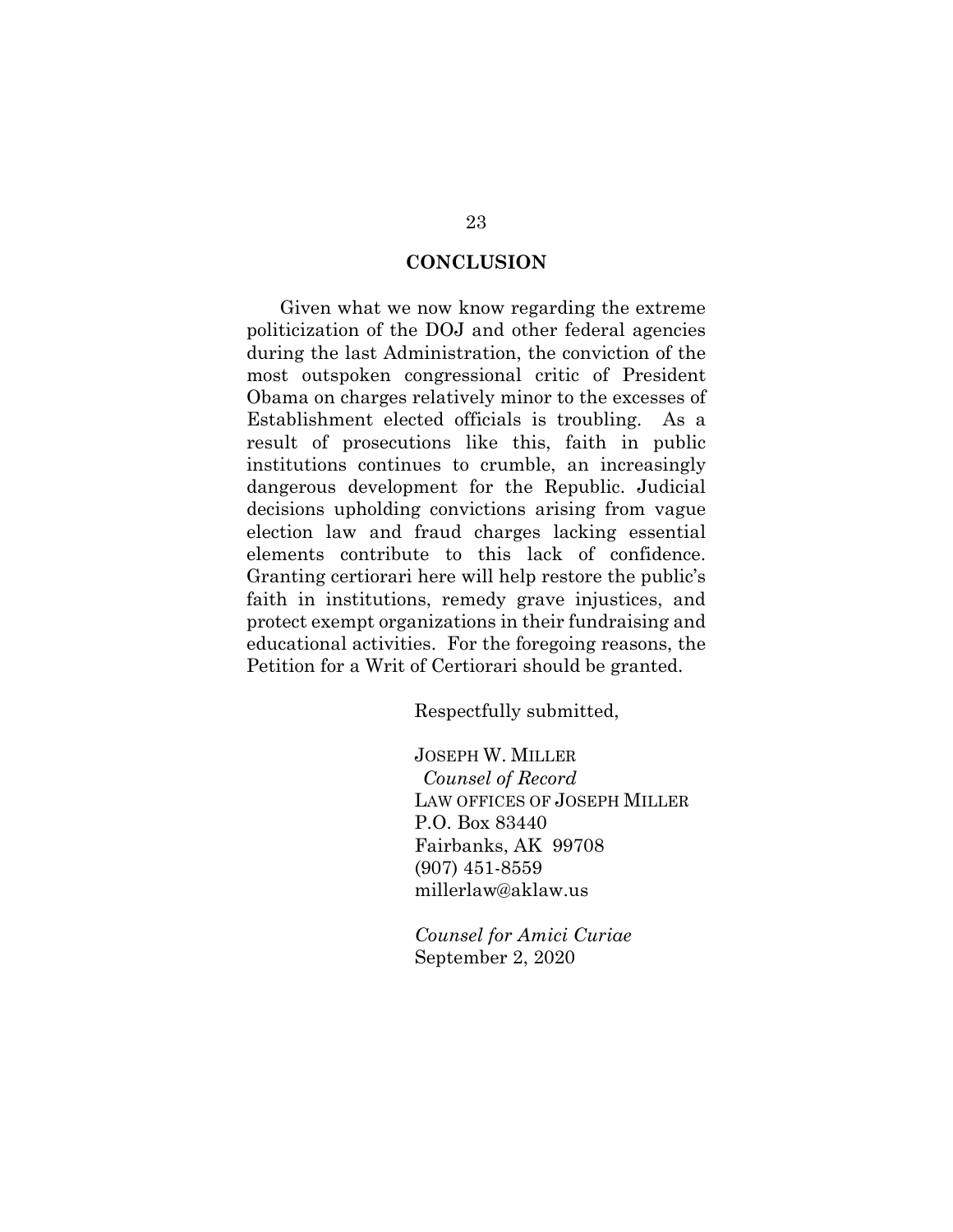## CONCLUSION

Given what we now know regarding the extreme politicization of the DOJ and other federal agencies during the last Administration, the conviction of the most outspoken congressional critic of President Obama on charges relatively minor to the excesses of Establishment elected officials is troubling. As a result of prosecutions like this, faith in public institutions continues to crumble, an increasingly dangerous development for the Republic. Judicial decisions upholding convictions arising from vague election law and fraud charges lacking essential elements contribute to this lack of confidence. Granting certiorari here will help restore the public's faith in institutions, remedy grave injustices, and protect exempt organizations in their fundraising and educational activities. For the foregoing reasons, the Petition for a Writ of Certiorari should be granted.

Respectfully submitted,

JOSEPH W. MILLER
*Counsel of Record*
LAW OFFICES OF JOSEPH MILLER
P.O. Box 83440
Fairbanks, AK 99708
(907) 451-8559
millerlaw@aklaw.us

*Counsel for Amici Curiae*
September 2, 2020